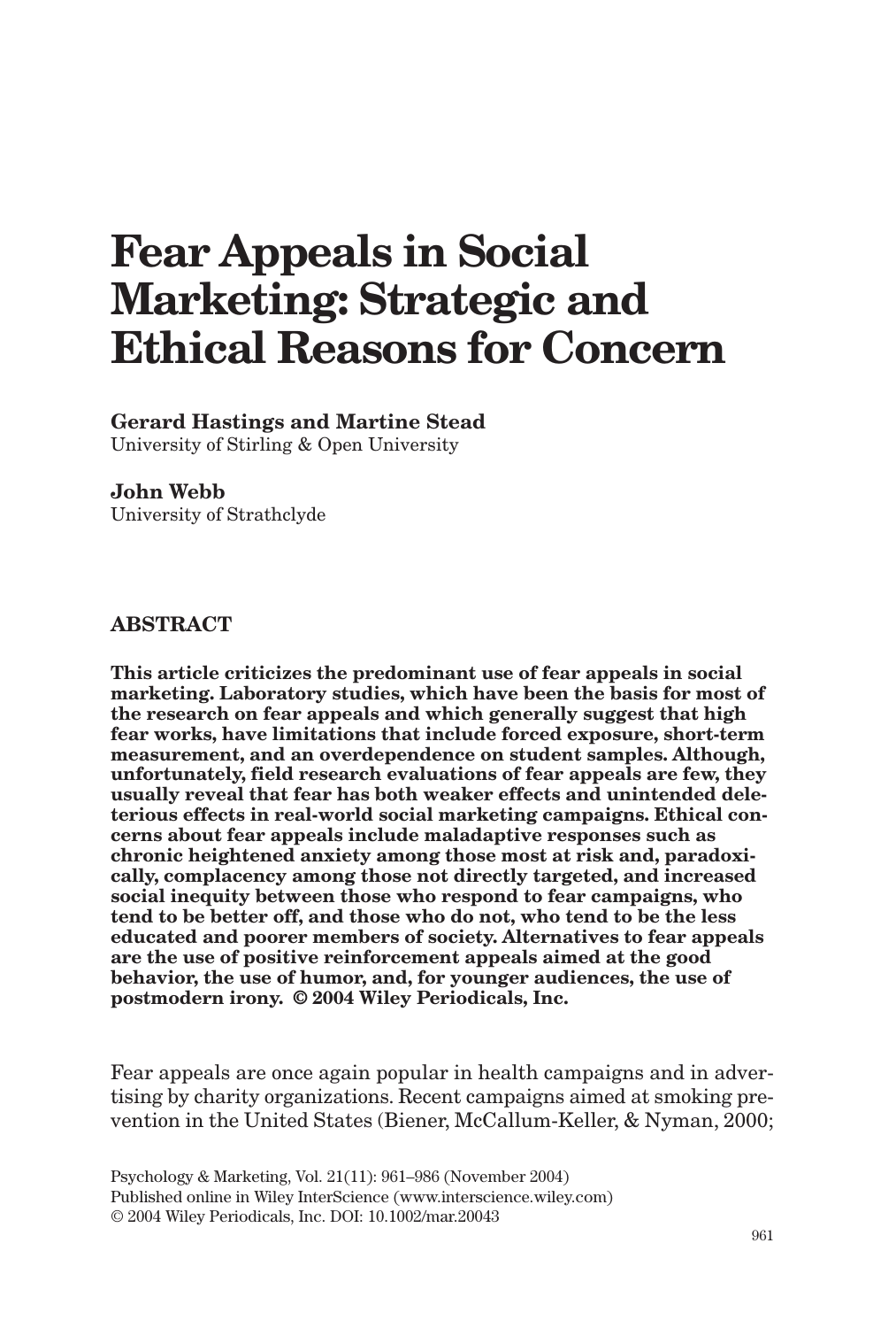# Fear Appeals in Social Marketing: Strategic and Ethical Reasons for Concern

**Gerard Hastings and Martine Stead**
University of Stirling & Open University

**John Webb**
University of Strathclyde

## ABSTRACT

**This article criticizes the predominant use of fear appeals in social marketing. Laboratory studies, which have been the basis for most of the research on fear appeals and which generally suggest that high fear works, have limitations that include forced exposure, short-term measurement, and an overdependence on student samples. Although, unfortunately, field research evaluations of fear appeals are few, they usually reveal that fear has both weaker effects and unintended deleterious effects in real-world social marketing campaigns. Ethical concerns about fear appeals include maladaptive responses such as chronic heightened anxiety among those most at risk and, paradoxically, complacency among those not directly targeted, and increased social inequity between those who respond to fear campaigns, who tend to be better off, and those who do not, who tend to be the less educated and poorer members of society. Alternatives to fear appeals are the use of positive reinforcement appeals aimed at the good behavior, the use of humor, and, for younger audiences, the use of postmodern irony. © 2004 Wiley Periodicals, Inc.**

Fear appeals are once again popular in health campaigns and in advertising by charity organizations. Recent campaigns aimed at smoking prevention in the United States (Biener, McCallum-Keller, & Nyman, 2000;

Psychology & Marketing, Vol. 21(11): 961–986 (November 2004)
Published online in Wiley InterScience (www.interscience.wiley.com)
© 2004 Wiley Periodicals, Inc. DOI: 10.1002/mar.20043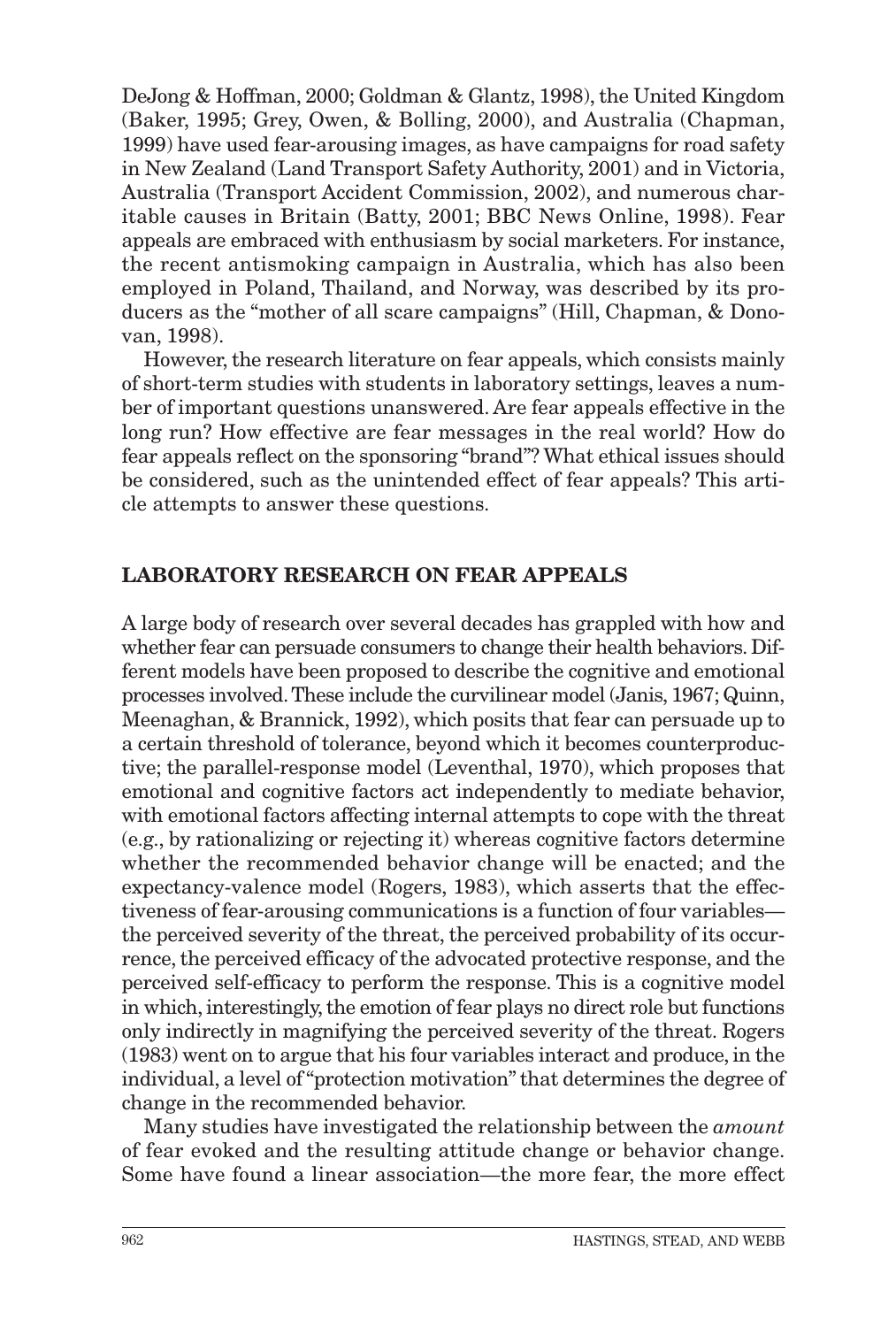DeJong & Hoffman, 2000; Goldman & Glantz, 1998), the United Kingdom (Baker, 1995; Grey, Owen, & Bolling, 2000), and Australia (Chapman, 1999) have used fear-arousing images, as have campaigns for road safety in New Zealand (Land Transport Safety Authority, 2001) and in Victoria, Australia (Transport Accident Commission, 2002), and numerous charitable causes in Britain (Batty, 2001; BBC News Online, 1998). Fear appeals are embraced with enthusiasm by social marketers. For instance, the recent antismoking campaign in Australia, which has also been employed in Poland, Thailand, and Norway, was described by its producers as the "mother of all scare campaigns" (Hill, Chapman, & Donovan, 1998).

However, the research literature on fear appeals, which consists mainly of short-term studies with students in laboratory settings, leaves a number of important questions unanswered. Are fear appeals effective in the long run? How effective are fear messages in the real world? How do fear appeals reflect on the sponsoring "brand"? What ethical issues should be considered, such as the unintended effect of fear appeals? This article attempts to answer these questions.

## LABORATORY RESEARCH ON FEAR APPEALS

A large body of research over several decades has grappled with how and whether fear can persuade consumers to change their health behaviors. Different models have been proposed to describe the cognitive and emotional processes involved. These include the curvilinear model (Janis, 1967; Quinn, Meenaghan, & Brannick, 1992), which posits that fear can persuade up to a certain threshold of tolerance, beyond which it becomes counterproductive; the parallel-response model (Leventhal, 1970), which proposes that emotional and cognitive factors act independently to mediate behavior, with emotional factors affecting internal attempts to cope with the threat (e.g., by rationalizing or rejecting it) whereas cognitive factors determine whether the recommended behavior change will be enacted; and the expectancy-valence model (Rogers, 1983), which asserts that the effectiveness of fear-arousing communications is a function of four variables—the perceived severity of the threat, the perceived probability of its occurrence, the perceived efficacy of the advocated protective response, and the perceived self-efficacy to perform the response. This is a cognitive model in which, interestingly, the emotion of fear plays no direct role but functions only indirectly in magnifying the perceived severity of the threat. Rogers (1983) went on to argue that his four variables interact and produce, in the individual, a level of "protection motivation" that determines the degree of change in the recommended behavior.

Many studies have investigated the relationship between the *amount* of fear evoked and the resulting attitude change or behavior change. Some have found a linear association—the more fear, the more effect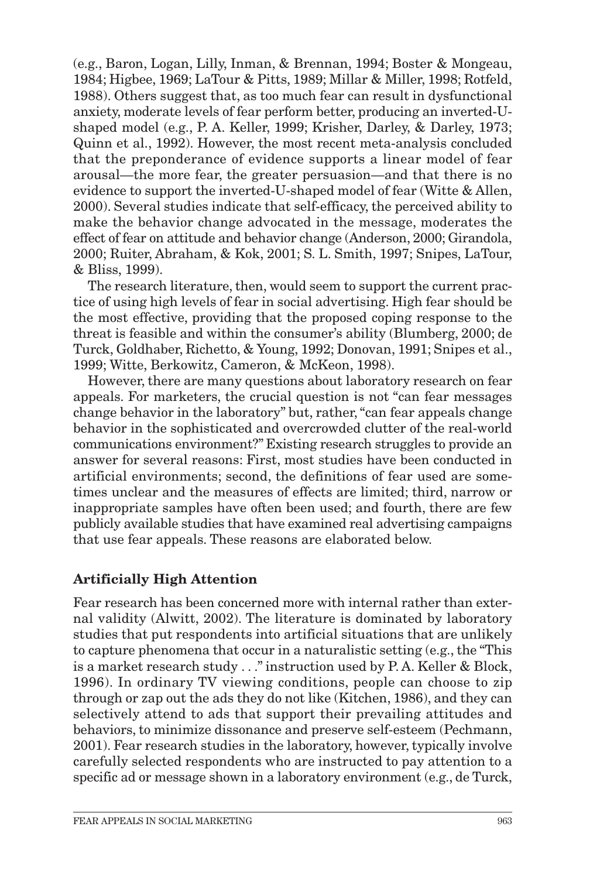(e.g., Baron, Logan, Lilly, Inman, & Brennan, 1994; Boster & Mongeau, 1984; Higbee, 1969; LaTour & Pitts, 1989; Millar & Miller, 1998; Rotfeld, 1988). Others suggest that, as too much fear can result in dysfunctional anxiety, moderate levels of fear perform better, producing an inverted-U-shaped model (e.g., P. A. Keller, 1999; Krisher, Darley, & Darley, 1973; Quinn et al., 1992). However, the most recent meta-analysis concluded that the preponderance of evidence supports a linear model of fear arousal—the more fear, the greater persuasion—and that there is no evidence to support the inverted-U-shaped model of fear (Witte & Allen, 2000). Several studies indicate that self-efficacy, the perceived ability to make the behavior change advocated in the message, moderates the effect of fear on attitude and behavior change (Anderson, 2000; Girandola, 2000; Ruiter, Abraham, & Kok, 2001; S. L. Smith, 1997; Snipes, LaTour, & Bliss, 1999).

The research literature, then, would seem to support the current practice of using high levels of fear in social advertising. High fear should be the most effective, providing that the proposed coping response to the threat is feasible and within the consumer's ability (Blumberg, 2000; de Turck, Goldhaber, Richetto, & Young, 1992; Donovan, 1991; Snipes et al., 1999; Witte, Berkowitz, Cameron, & McKeon, 1998).

However, there are many questions about laboratory research on fear appeals. For marketers, the crucial question is not "can fear messages change behavior in the laboratory" but, rather, "can fear appeals change behavior in the sophisticated and overcrowded clutter of the real-world communications environment?" Existing research struggles to provide an answer for several reasons: First, most studies have been conducted in artificial environments; second, the definitions of fear used are sometimes unclear and the measures of effects are limited; third, narrow or inappropriate samples have often been used; and fourth, there are few publicly available studies that have examined real advertising campaigns that use fear appeals. These reasons are elaborated below.

## Artificially High Attention

Fear research has been concerned more with internal rather than external validity (Alwitt, 2002). The literature is dominated by laboratory studies that put respondents into artificial situations that are unlikely to capture phenomena that occur in a naturalistic setting (e.g., the "This is a market research study . . ." instruction used by P. A. Keller & Block, 1996). In ordinary TV viewing conditions, people can choose to zip through or zap out the ads they do not like (Kitchen, 1986), and they can selectively attend to ads that support their prevailing attitudes and behaviors, to minimize dissonance and preserve self-esteem (Pechmann, 2001). Fear research studies in the laboratory, however, typically involve carefully selected respondents who are instructed to pay attention to a specific ad or message shown in a laboratory environment (e.g., de Turck,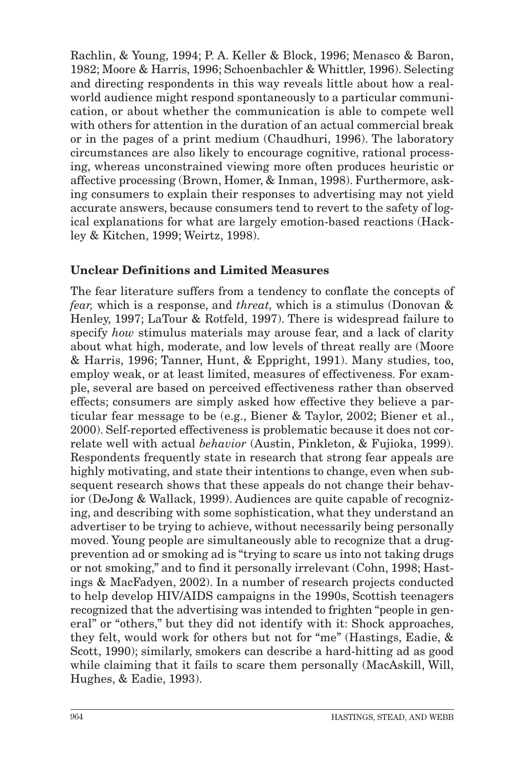Rachlin, & Young, 1994; P. A. Keller & Block, 1996; Menasco & Baron, 1982; Moore & Harris, 1996; Schoenbachler & Whittler, 1996). Selecting and directing respondents in this way reveals little about how a real-world audience might respond spontaneously to a particular communication, or about whether the communication is able to compete well with others for attention in the duration of an actual commercial break or in the pages of a print medium (Chaudhuri, 1996). The laboratory circumstances are also likely to encourage cognitive, rational processing, whereas unconstrained viewing more often produces heuristic or affective processing (Brown, Homer, & Inman, 1998). Furthermore, asking consumers to explain their responses to advertising may not yield accurate answers, because consumers tend to revert to the safety of logical explanations for what are largely emotion-based reactions (Hackley & Kitchen, 1999; Weirtz, 1998).

### Unclear Definitions and Limited Measures

The fear literature suffers from a tendency to conflate the concepts of *fear,* which is a response, and *threat,* which is a stimulus (Donovan & Henley, 1997; LaTour & Rotfeld, 1997). There is widespread failure to specify *how* stimulus materials may arouse fear, and a lack of clarity about what high, moderate, and low levels of threat really are (Moore & Harris, 1996; Tanner, Hunt, & Eppright, 1991). Many studies, too, employ weak, or at least limited, measures of effectiveness. For example, several are based on perceived effectiveness rather than observed effects; consumers are simply asked how effective they believe a particular fear message to be (e.g., Biener & Taylor, 2002; Biener et al., 2000). Self-reported effectiveness is problematic because it does not correlate well with actual *behavior* (Austin, Pinkleton, & Fujioka, 1999). Respondents frequently state in research that strong fear appeals are highly motivating, and state their intentions to change, even when subsequent research shows that these appeals do not change their behavior (DeJong & Wallack, 1999). Audiences are quite capable of recognizing, and describing with some sophistication, what they understand an advertiser to be trying to achieve, without necessarily being personally moved. Young people are simultaneously able to recognize that a drug-prevention ad or smoking ad is "trying to scare us into not taking drugs or not smoking," and to find it personally irrelevant (Cohn, 1998; Hastings & MacFadyen, 2002). In a number of research projects conducted to help develop HIV/AIDS campaigns in the 1990s, Scottish teenagers recognized that the advertising was intended to frighten "people in general" or "others," but they did not identify with it: Shock approaches, they felt, would work for others but not for "me" (Hastings, Eadie, & Scott, 1990); similarly, smokers can describe a hard-hitting ad as good while claiming that it fails to scare them personally (MacAskill, Will, Hughes, & Eadie, 1993).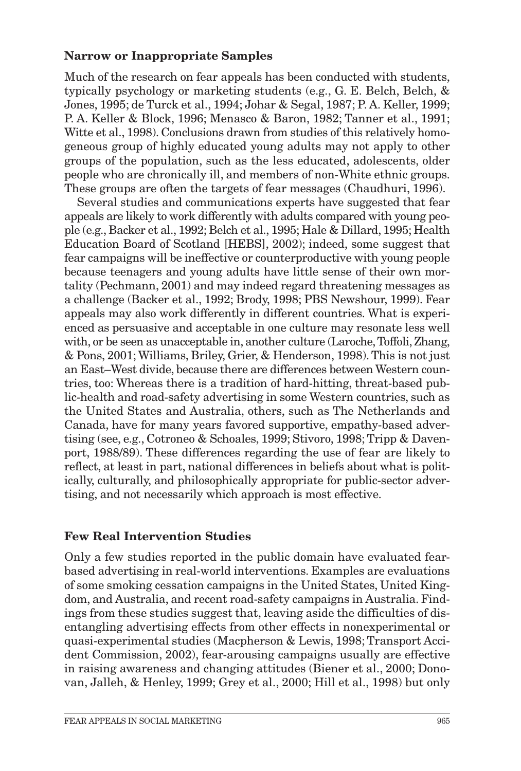## Narrow or Inappropriate Samples

Much of the research on fear appeals has been conducted with students, typically psychology or marketing students (e.g., G. E. Belch, Belch, & Jones, 1995; de Turck et al., 1994; Johar & Segal, 1987; P. A. Keller, 1999; P. A. Keller & Block, 1996; Menasco & Baron, 1982; Tanner et al., 1991; Witte et al., 1998). Conclusions drawn from studies of this relatively homogeneous group of highly educated young adults may not apply to other groups of the population, such as the less educated, adolescents, older people who are chronically ill, and members of non-White ethnic groups. These groups are often the targets of fear messages (Chaudhuri, 1996).

Several studies and communications experts have suggested that fear appeals are likely to work differently with adults compared with young people (e.g., Backer et al., 1992; Belch et al., 1995; Hale & Dillard, 1995; Health Education Board of Scotland [HEBS], 2002); indeed, some suggest that fear campaigns will be ineffective or counterproductive with young people because teenagers and young adults have little sense of their own mortality (Pechmann, 2001) and may indeed regard threatening messages as a challenge (Backer et al., 1992; Brody, 1998; PBS Newshour, 1999). Fear appeals may also work differently in different countries. What is experienced as persuasive and acceptable in one culture may resonate less well with, or be seen as unacceptable in, another culture (Laroche, Toffoli, Zhang, & Pons, 2001; Williams, Briley, Grier, & Henderson, 1998). This is not just an East–West divide, because there are differences between Western countries, too: Whereas there is a tradition of hard-hitting, threat-based public-health and road-safety advertising in some Western countries, such as the United States and Australia, others, such as The Netherlands and Canada, have for many years favored supportive, empathy-based advertising (see, e.g., Cotroneo & Schoales, 1999; Stivoro, 1998; Tripp & Davenport, 1988/89). These differences regarding the use of fear are likely to reflect, at least in part, national differences in beliefs about what is politically, culturally, and philosophically appropriate for public-sector advertising, and not necessarily which approach is most effective.

## Few Real Intervention Studies

Only a few studies reported in the public domain have evaluated fear-based advertising in real-world interventions. Examples are evaluations of some smoking cessation campaigns in the United States, United Kingdom, and Australia, and recent road-safety campaigns in Australia. Findings from these studies suggest that, leaving aside the difficulties of disentangling advertising effects from other effects in nonexperimental or quasi-experimental studies (Macpherson & Lewis, 1998; Transport Accident Commission, 2002), fear-arousing campaigns usually are effective in raising awareness and changing attitudes (Biener et al., 2000; Donovan, Jalleh, & Henley, 1999; Grey et al., 2000; Hill et al., 1998) but only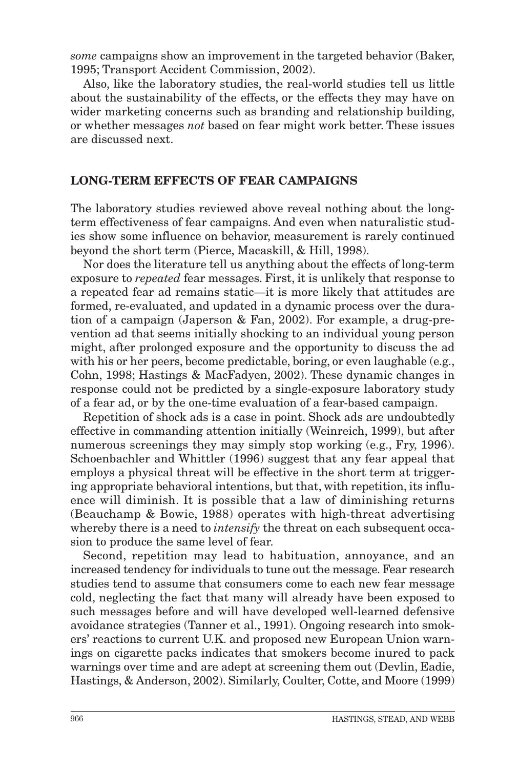*some* campaigns show an improvement in the targeted behavior (Baker, 1995; Transport Accident Commission, 2002).

Also, like the laboratory studies, the real-world studies tell us little about the sustainability of the effects, or the effects they may have on wider marketing concerns such as branding and relationship building, or whether messages *not* based on fear might work better. These issues are discussed next.

## LONG-TERM EFFECTS OF FEAR CAMPAIGNS

The laboratory studies reviewed above reveal nothing about the long-term effectiveness of fear campaigns. And even when naturalistic studies show some influence on behavior, measurement is rarely continued beyond the short term (Pierce, Macaskill, & Hill, 1998).

Nor does the literature tell us anything about the effects of long-term exposure to *repeated* fear messages. First, it is unlikely that response to a repeated fear ad remains static—it is more likely that attitudes are formed, re-evaluated, and updated in a dynamic process over the duration of a campaign (Japerson & Fan, 2002). For example, a drug-prevention ad that seems initially shocking to an individual young person might, after prolonged exposure and the opportunity to discuss the ad with his or her peers, become predictable, boring, or even laughable (e.g., Cohn, 1998; Hastings & MacFadyen, 2002). These dynamic changes in response could not be predicted by a single-exposure laboratory study of a fear ad, or by the one-time evaluation of a fear-based campaign.

Repetition of shock ads is a case in point. Shock ads are undoubtedly effective in commanding attention initially (Weinreich, 1999), but after numerous screenings they may simply stop working (e.g., Fry, 1996). Schoenbachler and Whittler (1996) suggest that any fear appeal that employs a physical threat will be effective in the short term at triggering appropriate behavioral intentions, but that, with repetition, its influence will diminish. It is possible that a law of diminishing returns (Beauchamp & Bowie, 1988) operates with high-threat advertising whereby there is a need to *intensify* the threat on each subsequent occasion to produce the same level of fear.

Second, repetition may lead to habituation, annoyance, and an increased tendency for individuals to tune out the message. Fear research studies tend to assume that consumers come to each new fear message cold, neglecting the fact that many will already have been exposed to such messages before and will have developed well-learned defensive avoidance strategies (Tanner et al., 1991). Ongoing research into smokers' reactions to current U.K. and proposed new European Union warnings on cigarette packs indicates that smokers become inured to pack warnings over time and are adept at screening them out (Devlin, Eadie, Hastings, & Anderson, 2002). Similarly, Coulter, Cotte, and Moore (1999)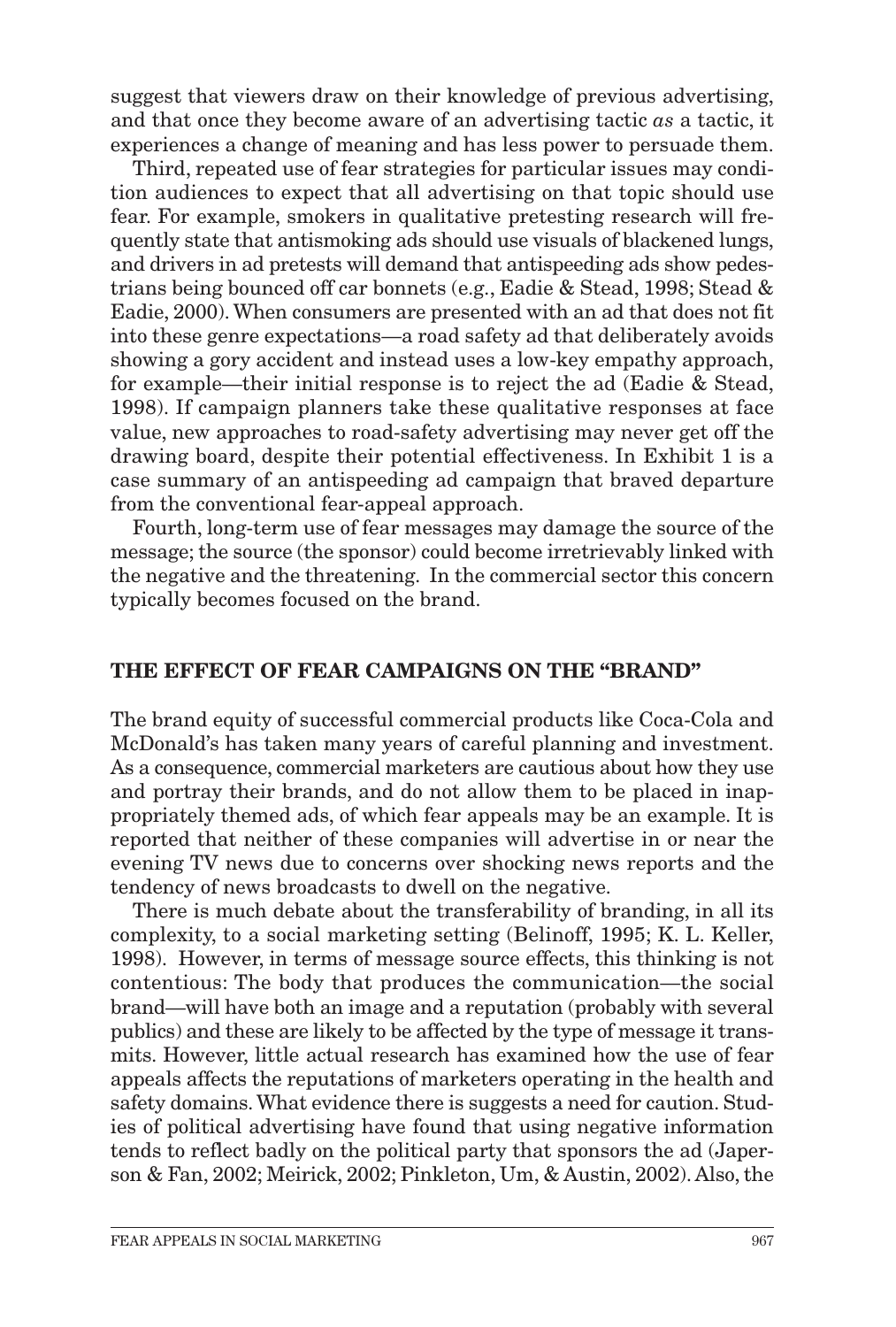suggest that viewers draw on their knowledge of previous advertising, and that once they become aware of an advertising tactic *as* a tactic, it experiences a change of meaning and has less power to persuade them.

Third, repeated use of fear strategies for particular issues may condition audiences to expect that all advertising on that topic should use fear. For example, smokers in qualitative pretesting research will frequently state that antismoking ads should use visuals of blackened lungs, and drivers in ad pretests will demand that antispeeding ads show pedestrians being bounced off car bonnets (e.g., Eadie & Stead, 1998; Stead & Eadie, 2000). When consumers are presented with an ad that does not fit into these genre expectations—a road safety ad that deliberately avoids showing a gory accident and instead uses a low-key empathy approach, for example—their initial response is to reject the ad (Eadie & Stead, 1998). If campaign planners take these qualitative responses at face value, new approaches to road-safety advertising may never get off the drawing board, despite their potential effectiveness. In Exhibit 1 is a case summary of an antispeeding ad campaign that braved departure from the conventional fear-appeal approach.

Fourth, long-term use of fear messages may damage the source of the message; the source (the sponsor) could become irretrievably linked with the negative and the threatening. In the commercial sector this concern typically becomes focused on the brand.

## THE EFFECT OF FEAR CAMPAIGNS ON THE "BRAND"

The brand equity of successful commercial products like Coca-Cola and McDonald's has taken many years of careful planning and investment. As a consequence, commercial marketers are cautious about how they use and portray their brands, and do not allow them to be placed in inappropriately themed ads, of which fear appeals may be an example. It is reported that neither of these companies will advertise in or near the evening TV news due to concerns over shocking news reports and the tendency of news broadcasts to dwell on the negative.

There is much debate about the transferability of branding, in all its complexity, to a social marketing setting (Belinoff, 1995; K. L. Keller, 1998). However, in terms of message source effects, this thinking is not contentious: The body that produces the communication—the social brand—will have both an image and a reputation (probably with several publics) and these are likely to be affected by the type of message it transmits. However, little actual research has examined how the use of fear appeals affects the reputations of marketers operating in the health and safety domains. What evidence there is suggests a need for caution. Studies of political advertising have found that using negative information tends to reflect badly on the political party that sponsors the ad (Japerson & Fan, 2002; Meirick, 2002; Pinkleton, Um, & Austin, 2002). Also, the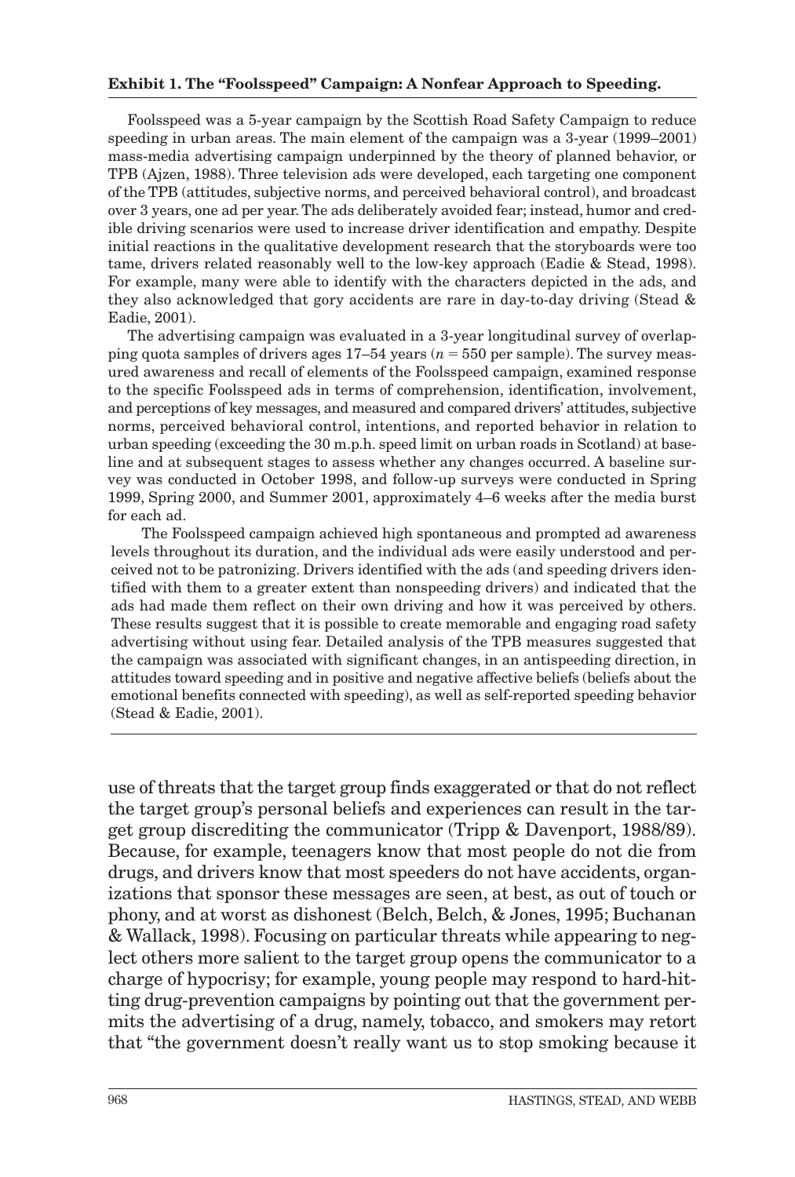**Exhibit 1. The "Foolsspeed" Campaign: A Nonfear Approach to Speeding.**

Foolsspeed was a 5-year campaign by the Scottish Road Safety Campaign to reduce speeding in urban areas. The main element of the campaign was a 3-year (1999–2001) mass-media advertising campaign underpinned by the theory of planned behavior, or TPB (Ajzen, 1988). Three television ads were developed, each targeting one component of the TPB (attitudes, subjective norms, and perceived behavioral control), and broadcast over 3 years, one ad per year. The ads deliberately avoided fear; instead, humor and credible driving scenarios were used to increase driver identification and empathy. Despite initial reactions in the qualitative development research that the storyboards were too tame, drivers related reasonably well to the low-key approach (Eadie & Stead, 1998). For example, many were able to identify with the characters depicted in the ads, and they also acknowledged that gory accidents are rare in day-to-day driving (Stead & Eadie, 2001).

The advertising campaign was evaluated in a 3-year longitudinal survey of overlapping quota samples of drivers ages 17–54 years ($n = 550$ per sample). The survey measured awareness and recall of elements of the Foolsspeed campaign, examined response to the specific Foolsspeed ads in terms of comprehension, identification, involvement, and perceptions of key messages, and measured and compared drivers' attitudes, subjective norms, perceived behavioral control, intentions, and reported behavior in relation to urban speeding (exceeding the 30 m.p.h. speed limit on urban roads in Scotland) at baseline and at subsequent stages to assess whether any changes occurred. A baseline survey was conducted in October 1998, and follow-up surveys were conducted in Spring 1999, Spring 2000, and Summer 2001, approximately 4–6 weeks after the media burst for each ad.

The Foolsspeed campaign achieved high spontaneous and prompted ad awareness levels throughout its duration, and the individual ads were easily understood and perceived not to be patronizing. Drivers identified with the ads (and speeding drivers identified with them to a greater extent than nonspeeding drivers) and indicated that the ads had made them reflect on their own driving and how it was perceived by others. These results suggest that it is possible to create memorable and engaging road safety advertising without using fear. Detailed analysis of the TPB measures suggested that the campaign was associated with significant changes, in an antispeeding direction, in attitudes toward speeding and in positive and negative affective beliefs (beliefs about the emotional benefits connected with speeding), as well as self-reported speeding behavior (Stead & Eadie, 2001).

---

use of threats that the target group finds exaggerated or that do not reflect the target group's personal beliefs and experiences can result in the target group discrediting the communicator (Tripp & Davenport, 1988/89). Because, for example, teenagers know that most people do not die from drugs, and drivers know that most speeders do not have accidents, organizations that sponsor these messages are seen, at best, as out of touch or phony, and at worst as dishonest (Belch, Belch, & Jones, 1995; Buchanan & Wallack, 1998). Focusing on particular threats while appearing to neglect others more salient to the target group opens the communicator to a charge of hypocrisy; for example, young people may respond to hard-hitting drug-prevention campaigns by pointing out that the government permits the advertising of a drug, namely, tobacco, and smokers may retort that "the government doesn't really want us to stop smoking because it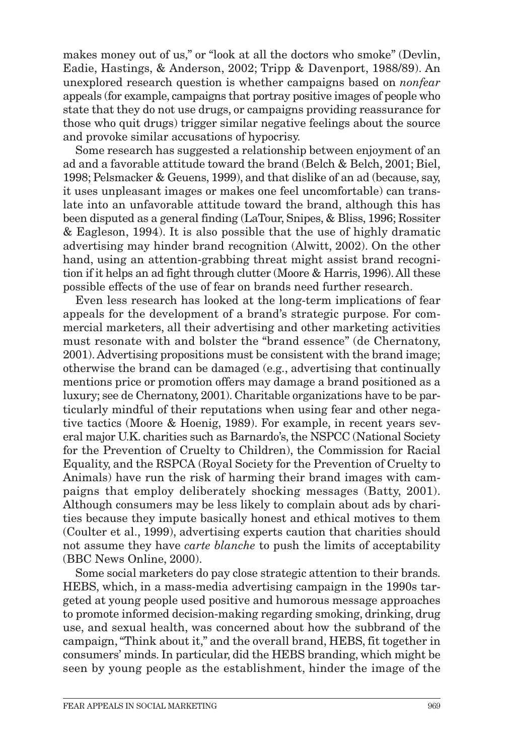makes money out of us," or "look at all the doctors who smoke" (Devlin, Eadie, Hastings, & Anderson, 2002; Tripp & Davenport, 1988/89). An unexplored research question is whether campaigns based on *nonfear* appeals (for example, campaigns that portray positive images of people who state that they do not use drugs, or campaigns providing reassurance for those who quit drugs) trigger similar negative feelings about the source and provoke similar accusations of hypocrisy.

Some research has suggested a relationship between enjoyment of an ad and a favorable attitude toward the brand (Belch & Belch, 2001; Biel, 1998; Pelsmacker & Geuens, 1999), and that dislike of an ad (because, say, it uses unpleasant images or makes one feel uncomfortable) can translate into an unfavorable attitude toward the brand, although this has been disputed as a general finding (LaTour, Snipes, & Bliss, 1996; Rossiter & Eagleson, 1994). It is also possible that the use of highly dramatic advertising may hinder brand recognition (Alwitt, 2002). On the other hand, using an attention-grabbing threat might assist brand recognition if it helps an ad fight through clutter (Moore & Harris, 1996). All these possible effects of the use of fear on brands need further research.

Even less research has looked at the long-term implications of fear appeals for the development of a brand's strategic purpose. For commercial marketers, all their advertising and other marketing activities must resonate with and bolster the "brand essence" (de Chernatony, 2001). Advertising propositions must be consistent with the brand image; otherwise the brand can be damaged (e.g., advertising that continually mentions price or promotion offers may damage a brand positioned as a luxury; see de Chernatony, 2001). Charitable organizations have to be particularly mindful of their reputations when using fear and other negative tactics (Moore & Hoenig, 1989). For example, in recent years several major U.K. charities such as Barnardo's, the NSPCC (National Society for the Prevention of Cruelty to Children), the Commission for Racial Equality, and the RSPCA (Royal Society for the Prevention of Cruelty to Animals) have run the risk of harming their brand images with campaigns that employ deliberately shocking messages (Batty, 2001). Although consumers may be less likely to complain about ads by charities because they impute basically honest and ethical motives to them (Coulter et al., 1999), advertising experts caution that charities should not assume they have *carte blanche* to push the limits of acceptability (BBC News Online, 2000).

Some social marketers do pay close strategic attention to their brands. HEBS, which, in a mass-media advertising campaign in the 1990s targeted at young people used positive and humorous message approaches to promote informed decision-making regarding smoking, drinking, drug use, and sexual health, was concerned about how the subbrand of the campaign, "Think about it," and the overall brand, HEBS, fit together in consumers' minds. In particular, did the HEBS branding, which might be seen by young people as the establishment, hinder the image of the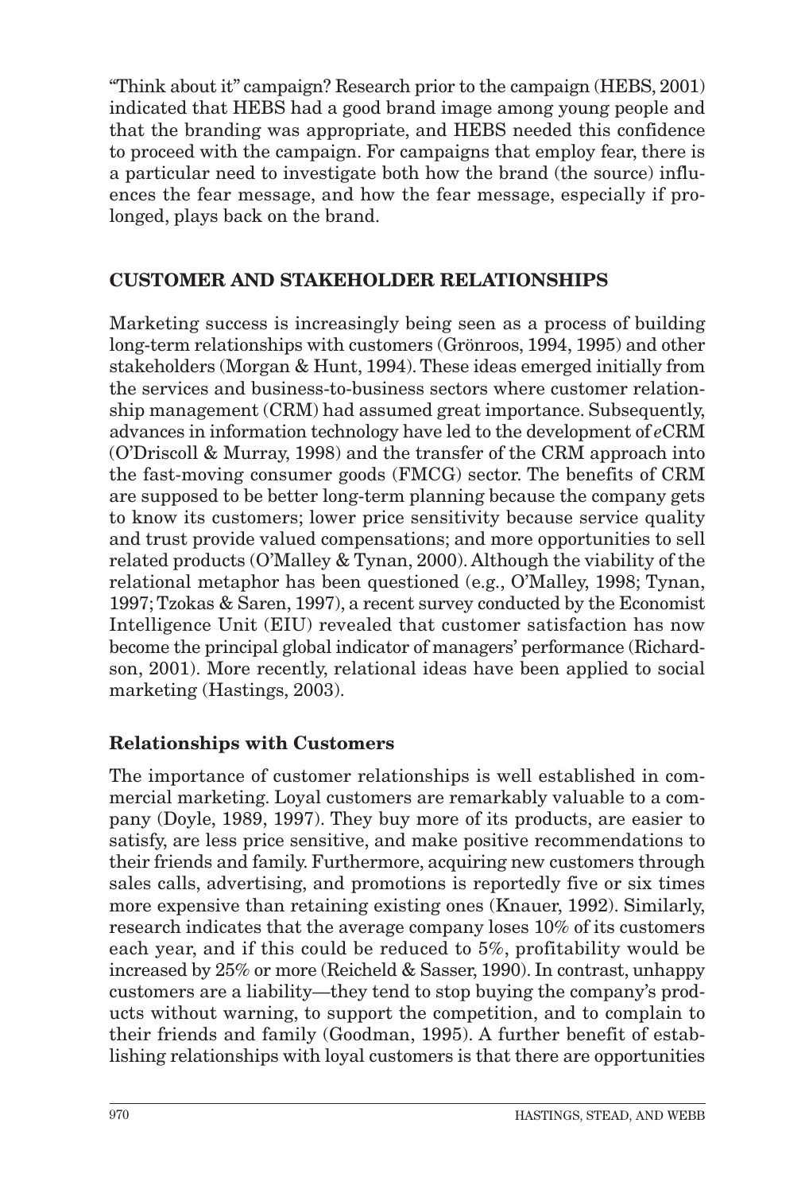"Think about it" campaign? Research prior to the campaign (HEBS, 2001) indicated that HEBS had a good brand image among young people and that the branding was appropriate, and HEBS needed this confidence to proceed with the campaign. For campaigns that employ fear, there is a particular need to investigate both how the brand (the source) influences the fear message, and how the fear message, especially if prolonged, plays back on the brand.

## CUSTOMER AND STAKEHOLDER RELATIONSHIPS

Marketing success is increasingly being seen as a process of building long-term relationships with customers (Grönroos, 1994, 1995) and other stakeholders (Morgan & Hunt, 1994). These ideas emerged initially from the services and business-to-business sectors where customer relationship management (CRM) had assumed great importance. Subsequently, advances in information technology have led to the development of *e*CRM (O'Driscoll & Murray, 1998) and the transfer of the CRM approach into the fast-moving consumer goods (FMCG) sector. The benefits of CRM are supposed to be better long-term planning because the company gets to know its customers; lower price sensitivity because service quality and trust provide valued compensations; and more opportunities to sell related products (O'Malley & Tynan, 2000). Although the viability of the relational metaphor has been questioned (e.g., O'Malley, 1998; Tynan, 1997; Tzokas & Saren, 1997), a recent survey conducted by the Economist Intelligence Unit (EIU) revealed that customer satisfaction has now become the principal global indicator of managers' performance (Richardson, 2001). More recently, relational ideas have been applied to social marketing (Hastings, 2003).

### Relationships with Customers

The importance of customer relationships is well established in commercial marketing. Loyal customers are remarkably valuable to a company (Doyle, 1989, 1997). They buy more of its products, are easier to satisfy, are less price sensitive, and make positive recommendations to their friends and family. Furthermore, acquiring new customers through sales calls, advertising, and promotions is reportedly five or six times more expensive than retaining existing ones (Knauer, 1992). Similarly, research indicates that the average company loses 10% of its customers each year, and if this could be reduced to 5%, profitability would be increased by 25% or more (Reicheld & Sasser, 1990). In contrast, unhappy customers are a liability—they tend to stop buying the company's products without warning, to support the competition, and to complain to their friends and family (Goodman, 1995). A further benefit of establishing relationships with loyal customers is that there are opportunities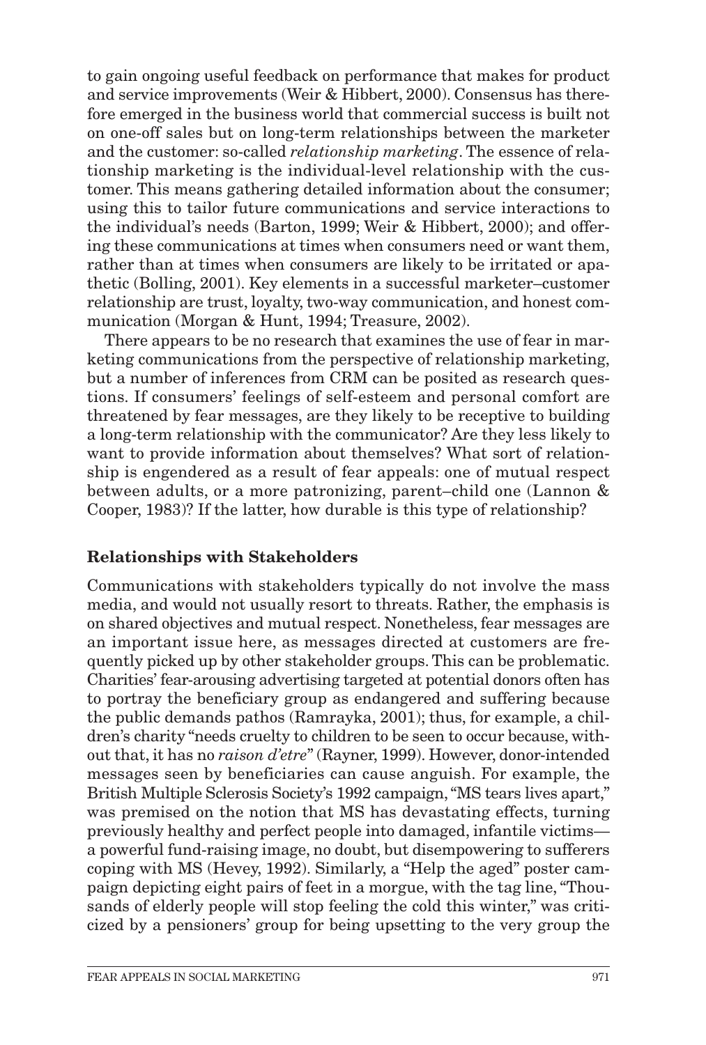to gain ongoing useful feedback on performance that makes for product and service improvements (Weir & Hibbert, 2000). Consensus has therefore emerged in the business world that commercial success is built not on one-off sales but on long-term relationships between the marketer and the customer: so-called *relationship marketing*. The essence of relationship marketing is the individual-level relationship with the customer. This means gathering detailed information about the consumer; using this to tailor future communications and service interactions to the individual's needs (Barton, 1999; Weir & Hibbert, 2000); and offering these communications at times when consumers need or want them, rather than at times when consumers are likely to be irritated or apathetic (Bolling, 2001). Key elements in a successful marketer–customer relationship are trust, loyalty, two-way communication, and honest communication (Morgan & Hunt, 1994; Treasure, 2002).

There appears to be no research that examines the use of fear in marketing communications from the perspective of relationship marketing, but a number of inferences from CRM can be posited as research questions. If consumers' feelings of self-esteem and personal comfort are threatened by fear messages, are they likely to be receptive to building a long-term relationship with the communicator? Are they less likely to want to provide information about themselves? What sort of relationship is engendered as a result of fear appeals: one of mutual respect between adults, or a more patronizing, parent–child one (Lannon & Cooper, 1983)? If the latter, how durable is this type of relationship?

## Relationships with Stakeholders

Communications with stakeholders typically do not involve the mass media, and would not usually resort to threats. Rather, the emphasis is on shared objectives and mutual respect. Nonetheless, fear messages are an important issue here, as messages directed at customers are frequently picked up by other stakeholder groups. This can be problematic. Charities' fear-arousing advertising targeted at potential donors often has to portray the beneficiary group as endangered and suffering because the public demands pathos (Ramrayka, 2001); thus, for example, a children's charity "needs cruelty to children to be seen to occur because, without that, it has no *raison d'etre*" (Rayner, 1999). However, donor-intended messages seen by beneficiaries can cause anguish. For example, the British Multiple Sclerosis Society's 1992 campaign, "MS tears lives apart," was premised on the notion that MS has devastating effects, turning previously healthy and perfect people into damaged, infantile victims—a powerful fund-raising image, no doubt, but disempowering to sufferers coping with MS (Hevey, 1992). Similarly, a "Help the aged" poster campaign depicting eight pairs of feet in a morgue, with the tag line, "Thousands of elderly people will stop feeling the cold this winter," was criticized by a pensioners' group for being upsetting to the very group the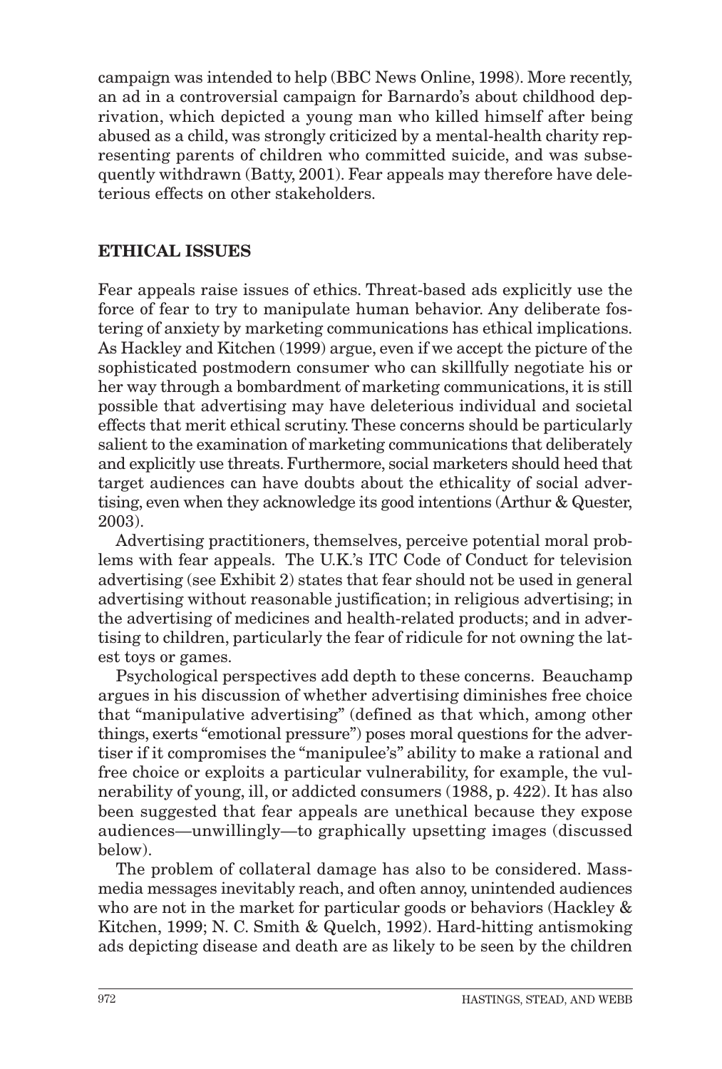campaign was intended to help (BBC News Online, 1998). More recently, an ad in a controversial campaign for Barnardo's about childhood deprivation, which depicted a young man who killed himself after being abused as a child, was strongly criticized by a mental-health charity representing parents of children who committed suicide, and was subsequently withdrawn (Batty, 2001). Fear appeals may therefore have deleterious effects on other stakeholders.

## ETHICAL ISSUES

Fear appeals raise issues of ethics. Threat-based ads explicitly use the force of fear to try to manipulate human behavior. Any deliberate fostering of anxiety by marketing communications has ethical implications. As Hackley and Kitchen (1999) argue, even if we accept the picture of the sophisticated postmodern consumer who can skillfully negotiate his or her way through a bombardment of marketing communications, it is still possible that advertising may have deleterious individual and societal effects that merit ethical scrutiny. These concerns should be particularly salient to the examination of marketing communications that deliberately and explicitly use threats. Furthermore, social marketers should heed that target audiences can have doubts about the ethicality of social advertising, even when they acknowledge its good intentions (Arthur & Quester, 2003).

Advertising practitioners, themselves, perceive potential moral problems with fear appeals. The U.K.'s ITC Code of Conduct for television advertising (see Exhibit 2) states that fear should not be used in general advertising without reasonable justification; in religious advertising; in the advertising of medicines and health-related products; and in advertising to children, particularly the fear of ridicule for not owning the latest toys or games.

Psychological perspectives add depth to these concerns. Beauchamp argues in his discussion of whether advertising diminishes free choice that "manipulative advertising" (defined as that which, among other things, exerts "emotional pressure") poses moral questions for the advertiser if it compromises the "manipulee's" ability to make a rational and free choice or exploits a particular vulnerability, for example, the vulnerability of young, ill, or addicted consumers (1988, p. 422). It has also been suggested that fear appeals are unethical because they expose audiences—unwillingly—to graphically upsetting images (discussed below).

The problem of collateral damage has also to be considered. Mass-media messages inevitably reach, and often annoy, unintended audiences who are not in the market for particular goods or behaviors (Hackley & Kitchen, 1999; N. C. Smith & Quelch, 1992). Hard-hitting antismoking ads depicting disease and death are as likely to be seen by the children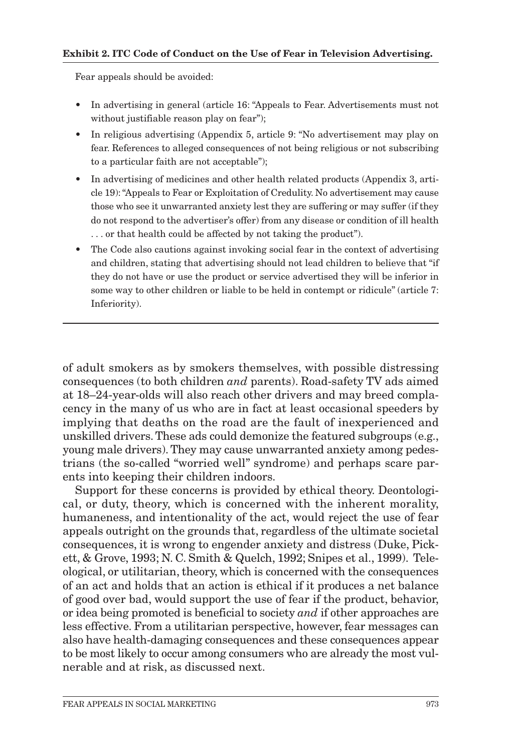**Exhibit 2. ITC Code of Conduct on the Use of Fear in Television Advertising.**

Fear appeals should be avoided:

- In advertising in general (article 16: "Appeals to Fear. Advertisements must not without justifiable reason play on fear");
- In religious advertising (Appendix 5, article 9: "No advertisement may play on fear. References to alleged consequences of not being religious or not subscribing to a particular faith are not acceptable");
- In advertising of medicines and other health related products (Appendix 3, article 19): "Appeals to Fear or Exploitation of Credulity. No advertisement may cause those who see it unwarranted anxiety lest they are suffering or may suffer (if they do not respond to the advertiser's offer) from any disease or condition of ill health . . . or that health could be affected by not taking the product").
- The Code also cautions against invoking social fear in the context of advertising and children, stating that advertising should not lead children to believe that "if they do not have or use the product or service advertised they will be inferior in some way to other children or liable to be held in contempt or ridicule" (article 7: Inferiority).

---

of adult smokers as by smokers themselves, with possible distressing consequences (to both children *and* parents). Road-safety TV ads aimed at 18–24-year-olds will also reach other drivers and may breed complacency in the many of us who are in fact at least occasional speeders by implying that deaths on the road are the fault of inexperienced and unskilled drivers. These ads could demonize the featured subgroups (e.g., young male drivers). They may cause unwarranted anxiety among pedestrians (the so-called "worried well" syndrome) and perhaps scare parents into keeping their children indoors.

Support for these concerns is provided by ethical theory. Deontological, or duty, theory, which is concerned with the inherent morality, humaneness, and intentionality of the act, would reject the use of fear appeals outright on the grounds that, regardless of the ultimate societal consequences, it is wrong to engender anxiety and distress (Duke, Pickett, & Grove, 1993; N. C. Smith & Quelch, 1992; Snipes et al., 1999). Teleological, or utilitarian, theory, which is concerned with the consequences of an act and holds that an action is ethical if it produces a net balance of good over bad, would support the use of fear if the product, behavior, or idea being promoted is beneficial to society *and* if other approaches are less effective. From a utilitarian perspective, however, fear messages can also have health-damaging consequences and these consequences appear to be most likely to occur among consumers who are already the most vulnerable and at risk, as discussed next.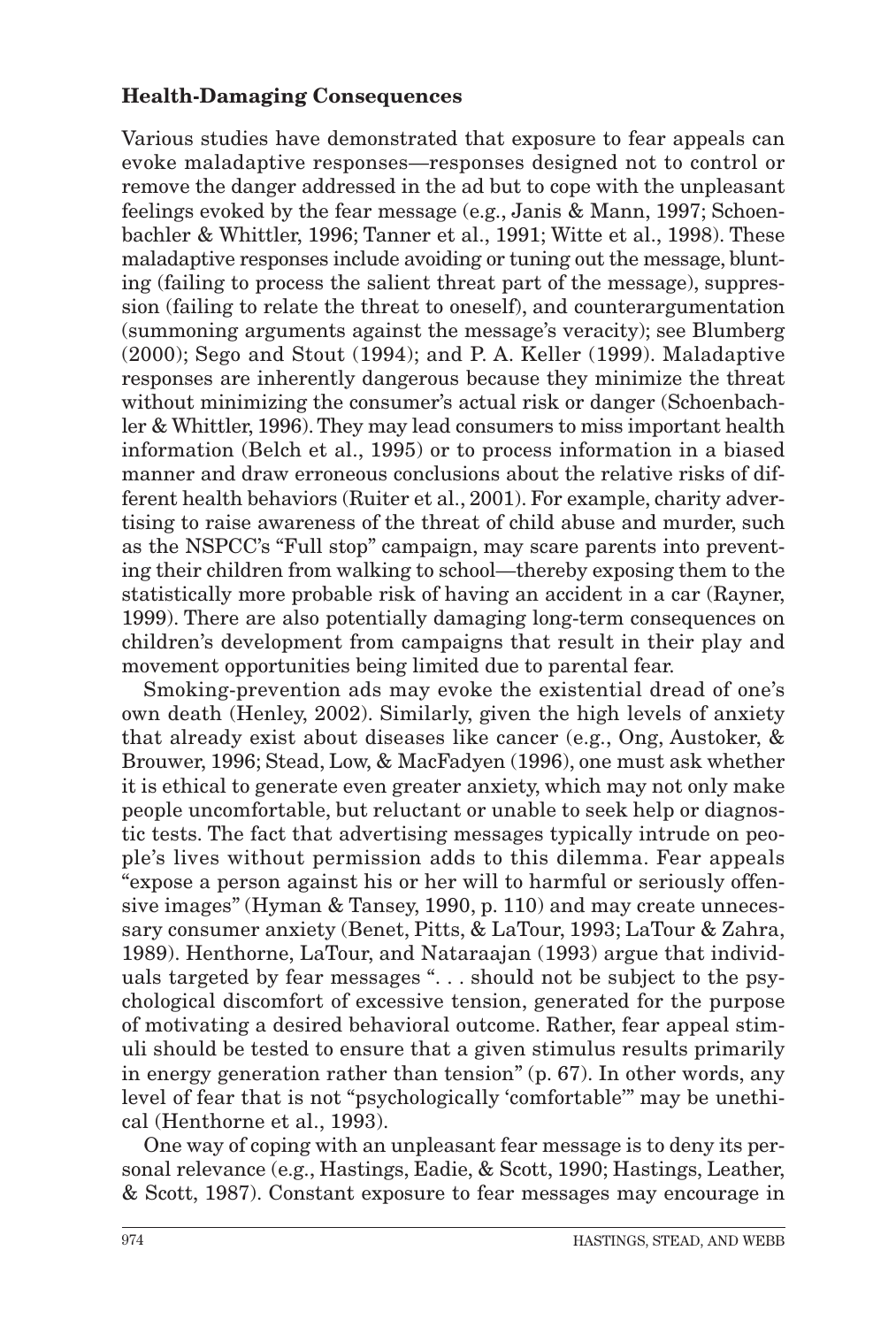### Health-Damaging Consequences

Various studies have demonstrated that exposure to fear appeals can evoke maladaptive responses—responses designed not to control or remove the danger addressed in the ad but to cope with the unpleasant feelings evoked by the fear message (e.g., Janis & Mann, 1997; Schoenbachler & Whittler, 1996; Tanner et al., 1991; Witte et al., 1998). These maladaptive responses include avoiding or tuning out the message, blunting (failing to process the salient threat part of the message), suppression (failing to relate the threat to oneself), and counterargumentation (summoning arguments against the message's veracity); see Blumberg (2000); Sego and Stout (1994); and P. A. Keller (1999). Maladaptive responses are inherently dangerous because they minimize the threat without minimizing the consumer's actual risk or danger (Schoenbachler & Whittler, 1996). They may lead consumers to miss important health information (Belch et al., 1995) or to process information in a biased manner and draw erroneous conclusions about the relative risks of different health behaviors (Ruiter et al., 2001). For example, charity advertising to raise awareness of the threat of child abuse and murder, such as the NSPCC's "Full stop" campaign, may scare parents into preventing their children from walking to school—thereby exposing them to the statistically more probable risk of having an accident in a car (Rayner, 1999). There are also potentially damaging long-term consequences on children's development from campaigns that result in their play and movement opportunities being limited due to parental fear.

Smoking-prevention ads may evoke the existential dread of one's own death (Henley, 2002). Similarly, given the high levels of anxiety that already exist about diseases like cancer (e.g., Ong, Austoker, & Brouwer, 1996; Stead, Low, & MacFadyen (1996), one must ask whether it is ethical to generate even greater anxiety, which may not only make people uncomfortable, but reluctant or unable to seek help or diagnostic tests. The fact that advertising messages typically intrude on people's lives without permission adds to this dilemma. Fear appeals "expose a person against his or her will to harmful or seriously offensive images" (Hyman & Tansey, 1990, p. 110) and may create unnecessary consumer anxiety (Benet, Pitts, & LaTour, 1993; LaTour & Zahra, 1989). Henthorne, LaTour, and Nataraajan (1993) argue that individuals targeted by fear messages ". . . should not be subject to the psychological discomfort of excessive tension, generated for the purpose of motivating a desired behavioral outcome. Rather, fear appeal stimuli should be tested to ensure that a given stimulus results primarily in energy generation rather than tension" (p. 67). In other words, any level of fear that is not "psychologically 'comfortable'" may be unethical (Henthorne et al., 1993).

One way of coping with an unpleasant fear message is to deny its personal relevance (e.g., Hastings, Eadie, & Scott, 1990; Hastings, Leather, & Scott, 1987). Constant exposure to fear messages may encourage in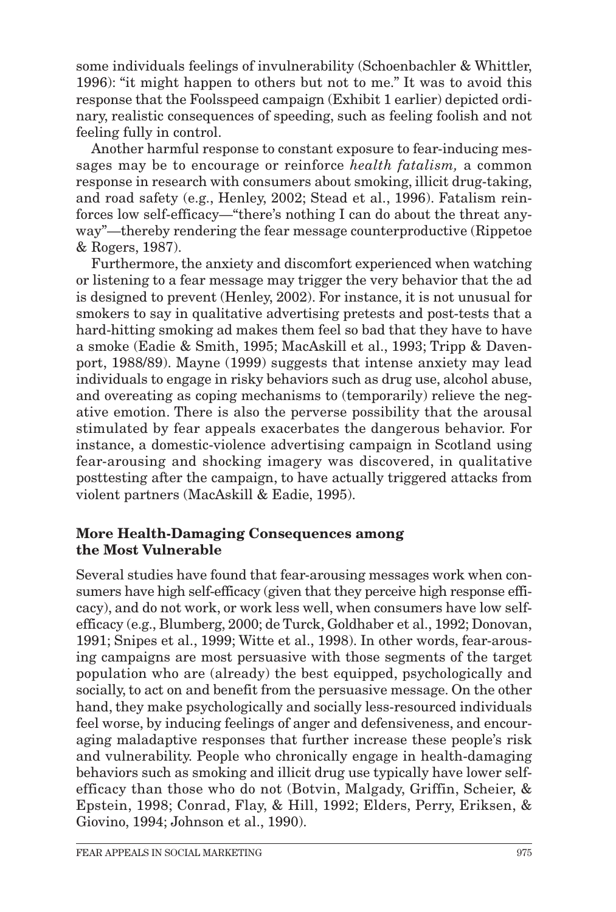some individuals feelings of invulnerability (Schoenbachler & Whittler, 1996): "it might happen to others but not to me." It was to avoid this response that the Foolsspeed campaign (Exhibit 1 earlier) depicted ordinary, realistic consequences of speeding, such as feeling foolish and not feeling fully in control.

Another harmful response to constant exposure to fear-inducing messages may be to encourage or reinforce *health fatalism,* a common response in research with consumers about smoking, illicit drug-taking, and road safety (e.g., Henley, 2002; Stead et al., 1996). Fatalism reinforces low self-efficacy—"there's nothing I can do about the threat anyway"—thereby rendering the fear message counterproductive (Rippetoe & Rogers, 1987).

Furthermore, the anxiety and discomfort experienced when watching or listening to a fear message may trigger the very behavior that the ad is designed to prevent (Henley, 2002). For instance, it is not unusual for smokers to say in qualitative advertising pretests and post-tests that a hard-hitting smoking ad makes them feel so bad that they have to have a smoke (Eadie & Smith, 1995; MacAskill et al., 1993; Tripp & Davenport, 1988/89). Mayne (1999) suggests that intense anxiety may lead individuals to engage in risky behaviors such as drug use, alcohol abuse, and overeating as coping mechanisms to (temporarily) relieve the negative emotion. There is also the perverse possibility that the arousal stimulated by fear appeals exacerbates the dangerous behavior. For instance, a domestic-violence advertising campaign in Scotland using fear-arousing and shocking imagery was discovered, in qualitative posttesting after the campaign, to have actually triggered attacks from violent partners (MacAskill & Eadie, 1995).

### More Health-Damaging Consequences among the Most Vulnerable

Several studies have found that fear-arousing messages work when consumers have high self-efficacy (given that they perceive high response efficacy), and do not work, or work less well, when consumers have low self-efficacy (e.g., Blumberg, 2000; de Turck, Goldhaber et al., 1992; Donovan, 1991; Snipes et al., 1999; Witte et al., 1998). In other words, fear-arousing campaigns are most persuasive with those segments of the target population who are (already) the best equipped, psychologically and socially, to act on and benefit from the persuasive message. On the other hand, they make psychologically and socially less-resourced individuals feel worse, by inducing feelings of anger and defensiveness, and encouraging maladaptive responses that further increase these people's risk and vulnerability. People who chronically engage in health-damaging behaviors such as smoking and illicit drug use typically have lower self-efficacy than those who do not (Botvin, Malgady, Griffin, Scheier, & Epstein, 1998; Conrad, Flay, & Hill, 1992; Elders, Perry, Eriksen, & Giovino, 1994; Johnson et al., 1990).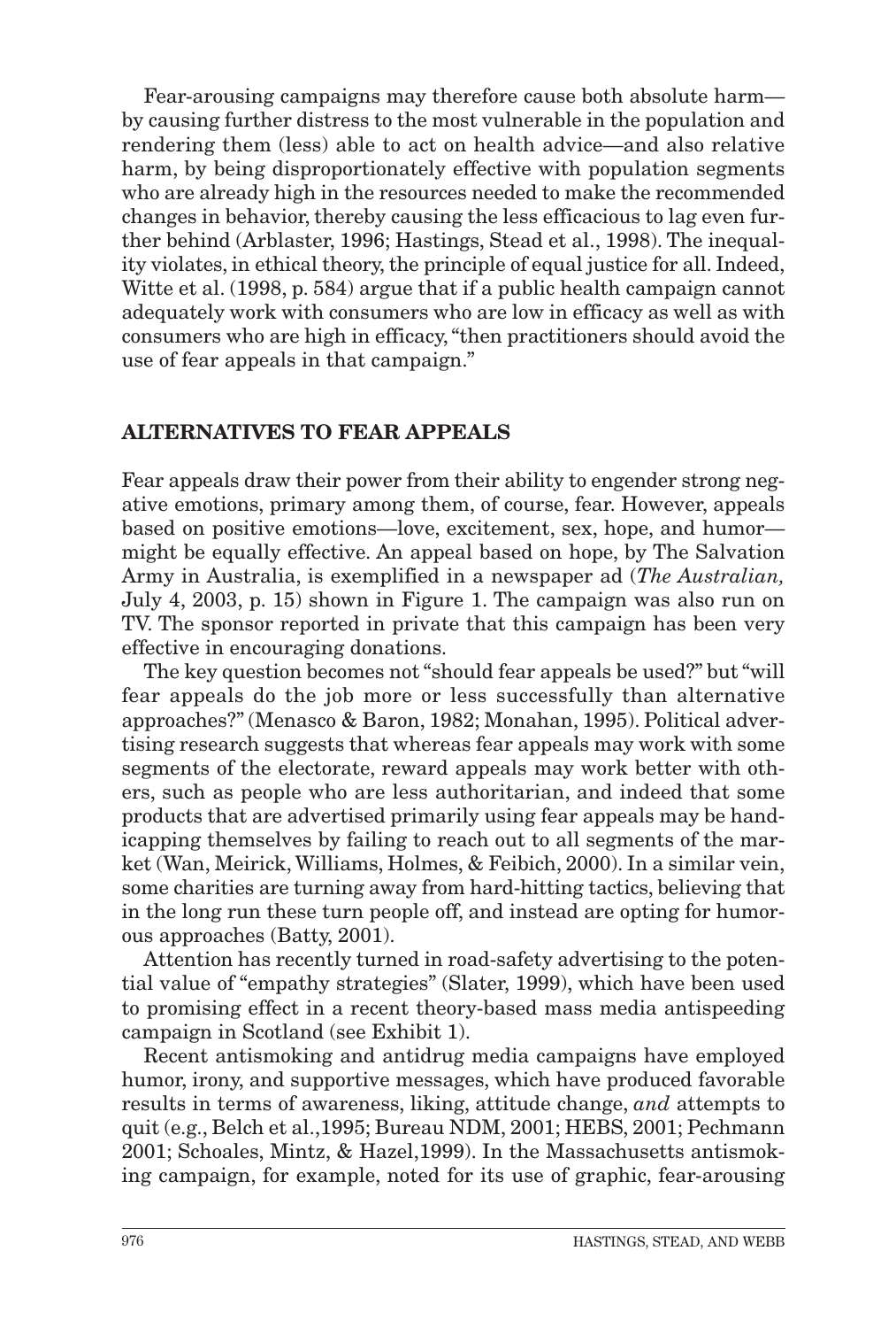Fear-arousing campaigns may therefore cause both absolute harm—by causing further distress to the most vulnerable in the population and rendering them (less) able to act on health advice—and also relative harm, by being disproportionately effective with population segments who are already high in the resources needed to make the recommended changes in behavior, thereby causing the less efficacious to lag even further behind (Arblaster, 1996; Hastings, Stead et al., 1998). The inequality violates, in ethical theory, the principle of equal justice for all. Indeed, Witte et al. (1998, p. 584) argue that if a public health campaign cannot adequately work with consumers who are low in efficacy as well as with consumers who are high in efficacy, "then practitioners should avoid the use of fear appeals in that campaign."

## ALTERNATIVES TO FEAR APPEALS

Fear appeals draw their power from their ability to engender strong negative emotions, primary among them, of course, fear. However, appeals based on positive emotions—love, excitement, sex, hope, and humor—might be equally effective. An appeal based on hope, by The Salvation Army in Australia, is exemplified in a newspaper ad (*The Australian,* July 4, 2003, p. 15) shown in Figure 1. The campaign was also run on TV. The sponsor reported in private that this campaign has been very effective in encouraging donations.

The key question becomes not "should fear appeals be used?" but "will fear appeals do the job more or less successfully than alternative approaches?" (Menasco & Baron, 1982; Monahan, 1995). Political advertising research suggests that whereas fear appeals may work with some segments of the electorate, reward appeals may work better with others, such as people who are less authoritarian, and indeed that some products that are advertised primarily using fear appeals may be handicapping themselves by failing to reach out to all segments of the market (Wan, Meirick, Williams, Holmes, & Feibich, 2000). In a similar vein, some charities are turning away from hard-hitting tactics, believing that in the long run these turn people off, and instead are opting for humorous approaches (Batty, 2001).

Attention has recently turned in road-safety advertising to the potential value of "empathy strategies" (Slater, 1999), which have been used to promising effect in a recent theory-based mass media antispeeding campaign in Scotland (see Exhibit 1).

Recent antismoking and antidrug media campaigns have employed humor, irony, and supportive messages, which have produced favorable results in terms of awareness, liking, attitude change, *and* attempts to quit (e.g., Belch et al.,1995; Bureau NDM, 2001; HEBS, 2001; Pechmann 2001; Schoales, Mintz, & Hazel,1999). In the Massachusetts antismoking campaign, for example, noted for its use of graphic, fear-arousing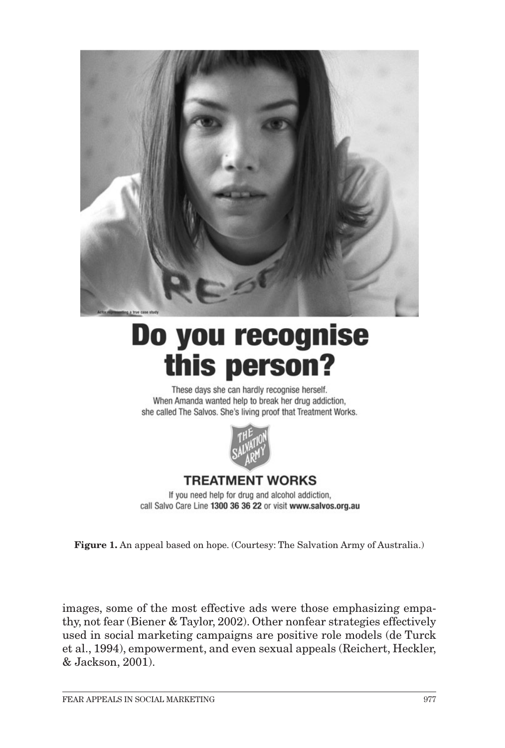Actor representing a true case study

**Do you recognise this person?**

These days she can hardly recognise herself.
When Amanda wanted help to break her drug addiction,
she called The Salvos. She's living proof that Treatment Works.

THE SALVATION ARMY

**TREATMENT WORKS**

If you need help for drug and alcohol addiction,
call Salvo Care Line **1300 36 36 22** or visit **www.salvos.org.au**

**Figure 1.** An appeal based on hope. (Courtesy: The Salvation Army of Australia.)

images, some of the most effective ads were those emphasizing empathy, not fear (Biener & Taylor, 2002). Other nonfear strategies effectively used in social marketing campaigns are positive role models (de Turck et al., 1994), empowerment, and even sexual appeals (Reichert, Heckler, & Jackson, 2001).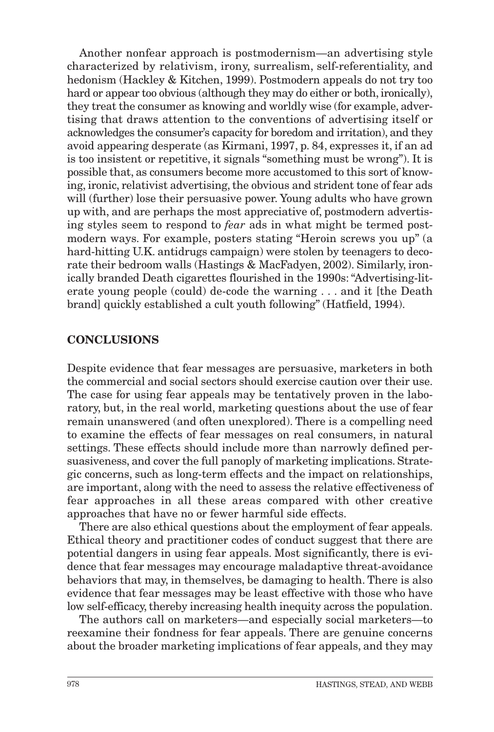Another nonfear approach is postmodernism—an advertising style characterized by relativism, irony, surrealism, self-referentiality, and hedonism (Hackley & Kitchen, 1999). Postmodern appeals do not try too hard or appear too obvious (although they may do either or both, ironically), they treat the consumer as knowing and worldly wise (for example, advertising that draws attention to the conventions of advertising itself or acknowledges the consumer's capacity for boredom and irritation), and they avoid appearing desperate (as Kirmani, 1997, p. 84, expresses it, if an ad is too insistent or repetitive, it signals "something must be wrong"). It is possible that, as consumers become more accustomed to this sort of knowing, ironic, relativist advertising, the obvious and strident tone of fear ads will (further) lose their persuasive power. Young adults who have grown up with, and are perhaps the most appreciative of, postmodern advertising styles seem to respond to *fear* ads in what might be termed postmodern ways. For example, posters stating "Heroin screws you up" (a hard-hitting U.K. antidrugs campaign) were stolen by teenagers to decorate their bedroom walls (Hastings & MacFadyen, 2002). Similarly, ironically branded Death cigarettes flourished in the 1990s: "Advertising-literate young people (could) de-code the warning . . . and it [the Death brand] quickly established a cult youth following" (Hatfield, 1994).

## CONCLUSIONS

Despite evidence that fear messages are persuasive, marketers in both the commercial and social sectors should exercise caution over their use. The case for using fear appeals may be tentatively proven in the laboratory, but, in the real world, marketing questions about the use of fear remain unanswered (and often unexplored). There is a compelling need to examine the effects of fear messages on real consumers, in natural settings. These effects should include more than narrowly defined persuasiveness, and cover the full panoply of marketing implications. Strategic concerns, such as long-term effects and the impact on relationships, are important, along with the need to assess the relative effectiveness of fear approaches in all these areas compared with other creative approaches that have no or fewer harmful side effects.

There are also ethical questions about the employment of fear appeals. Ethical theory and practitioner codes of conduct suggest that there are potential dangers in using fear appeals. Most significantly, there is evidence that fear messages may encourage maladaptive threat-avoidance behaviors that may, in themselves, be damaging to health. There is also evidence that fear messages may be least effective with those who have low self-efficacy, thereby increasing health inequity across the population.

The authors call on marketers—and especially social marketers—to reexamine their fondness for fear appeals. There are genuine concerns about the broader marketing implications of fear appeals, and they may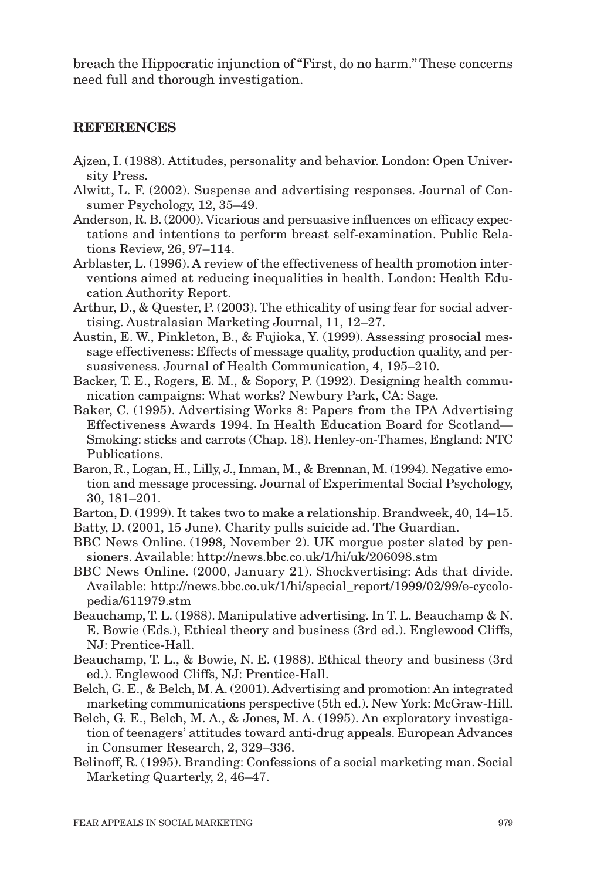breach the Hippocratic injunction of "First, do no harm." These concerns need full and thorough investigation.

## REFERENCES

Ajzen, I. (1988). Attitudes, personality and behavior. London: Open University Press.

Alwitt, L. F. (2002). Suspense and advertising responses. Journal of Consumer Psychology, 12, 35–49.

Anderson, R. B. (2000). Vicarious and persuasive influences on efficacy expectations and intentions to perform breast self-examination. Public Relations Review, 26, 97–114.

Arblaster, L. (1996). A review of the effectiveness of health promotion interventions aimed at reducing inequalities in health. London: Health Education Authority Report.

Arthur, D., & Quester, P. (2003). The ethicality of using fear for social advertising. Australasian Marketing Journal, 11, 12–27.

Austin, E. W., Pinkleton, B., & Fujioka, Y. (1999). Assessing prosocial message effectiveness: Effects of message quality, production quality, and persuasiveness. Journal of Health Communication, 4, 195–210.

Backer, T. E., Rogers, E. M., & Sopory, P. (1992). Designing health communication campaigns: What works? Newbury Park, CA: Sage.

Baker, C. (1995). Advertising Works 8: Papers from the IPA Advertising Effectiveness Awards 1994. In Health Education Board for Scotland—Smoking: sticks and carrots (Chap. 18). Henley-on-Thames, England: NTC Publications.

Baron, R., Logan, H., Lilly, J., Inman, M., & Brennan, M. (1994). Negative emotion and message processing. Journal of Experimental Social Psychology, 30, 181–201.

Barton, D. (1999). It takes two to make a relationship. Brandweek, 40, 14–15.

Batty, D. (2001, 15 June). Charity pulls suicide ad. The Guardian.

BBC News Online. (1998, November 2). UK morgue poster slated by pensioners. Available: http://news.bbc.co.uk/1/hi/uk/206098.stm

BBC News Online. (2000, January 21). Shockvertising: Ads that divide. Available: http://news.bbc.co.uk/1/hi/special_report/1999/02/99/e-cycolopedia/611979.stm

Beauchamp, T. L. (1988). Manipulative advertising. In T. L. Beauchamp & N. E. Bowie (Eds.), Ethical theory and business (3rd ed.). Englewood Cliffs, NJ: Prentice-Hall.

Beauchamp, T. L., & Bowie, N. E. (1988). Ethical theory and business (3rd ed.). Englewood Cliffs, NJ: Prentice-Hall.

Belch, G. E., & Belch, M. A. (2001). Advertising and promotion: An integrated marketing communications perspective (5th ed.). New York: McGraw-Hill.

Belch, G. E., Belch, M. A., & Jones, M. A. (1995). An exploratory investigation of teenagers' attitudes toward anti-drug appeals. European Advances in Consumer Research, 2, 329–336.

Belinoff, R. (1995). Branding: Confessions of a social marketing man. Social Marketing Quarterly, 2, 46–47.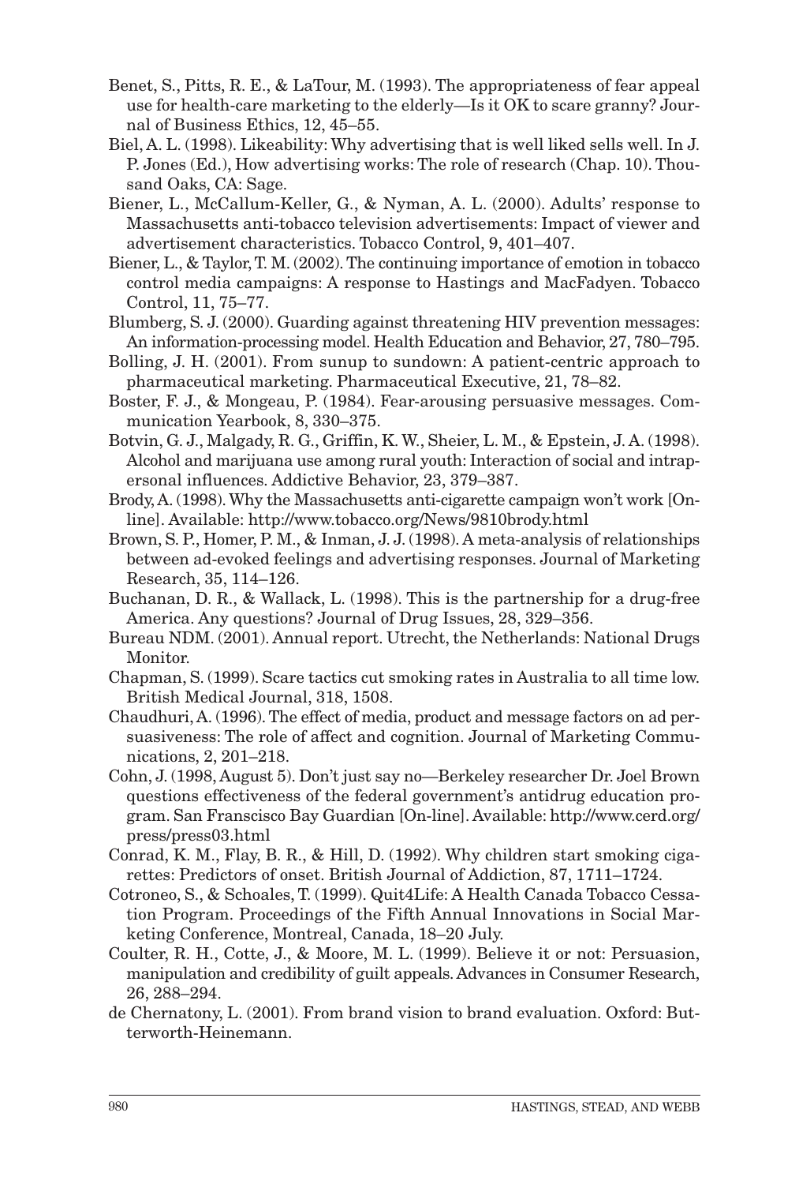Benet, S., Pitts, R. E., & LaTour, M. (1993). The appropriateness of fear appeal use for health-care marketing to the elderly—Is it OK to scare granny? Journal of Business Ethics, 12, 45–55.

Biel, A. L. (1998). Likeability: Why advertising that is well liked sells well. In J. P. Jones (Ed.), How advertising works: The role of research (Chap. 10). Thousand Oaks, CA: Sage.

Biener, L., McCallum-Keller, G., & Nyman, A. L. (2000). Adults' response to Massachusetts anti-tobacco television advertisements: Impact of viewer and advertisement characteristics. Tobacco Control, 9, 401–407.

Biener, L., & Taylor, T. M. (2002). The continuing importance of emotion in tobacco control media campaigns: A response to Hastings and MacFadyen. Tobacco Control, 11, 75–77.

Blumberg, S. J. (2000). Guarding against threatening HIV prevention messages: An information-processing model. Health Education and Behavior, 27, 780–795.

Bolling, J. H. (2001). From sunup to sundown: A patient-centric approach to pharmaceutical marketing. Pharmaceutical Executive, 21, 78–82.

Boster, F. J., & Mongeau, P. (1984). Fear-arousing persuasive messages. Communication Yearbook, 8, 330–375.

Botvin, G. J., Malgady, R. G., Griffin, K. W., Sheier, L. M., & Epstein, J. A. (1998). Alcohol and marijuana use among rural youth: Interaction of social and intrapersonal influences. Addictive Behavior, 23, 379–387.

Brody, A. (1998). Why the Massachusetts anti-cigarette campaign won't work [On-line]. Available: http://www.tobacco.org/News/9810brody.html

Brown, S. P., Homer, P. M., & Inman, J. J. (1998). A meta-analysis of relationships between ad-evoked feelings and advertising responses. Journal of Marketing Research, 35, 114–126.

Buchanan, D. R., & Wallack, L. (1998). This is the partnership for a drug-free America. Any questions? Journal of Drug Issues, 28, 329–356.

Bureau NDM. (2001). Annual report. Utrecht, the Netherlands: National Drugs Monitor.

Chapman, S. (1999). Scare tactics cut smoking rates in Australia to all time low. British Medical Journal, 318, 1508.

Chaudhuri, A. (1996). The effect of media, product and message factors on ad persuasiveness: The role of affect and cognition. Journal of Marketing Communications, 2, 201–218.

Cohn, J. (1998, August 5). Don't just say no—Berkeley researcher Dr. Joel Brown questions effectiveness of the federal government's antidrug education program. San Franscisco Bay Guardian [On-line]. Available: http://www.cerd.org/press/press03.html

Conrad, K. M., Flay, B. R., & Hill, D. (1992). Why children start smoking cigarettes: Predictors of onset. British Journal of Addiction, 87, 1711–1724.

Cotroneo, S., & Schoales, T. (1999). Quit4Life: A Health Canada Tobacco Cessation Program. Proceedings of the Fifth Annual Innovations in Social Marketing Conference, Montreal, Canada, 18–20 July.

Coulter, R. H., Cotte, J., & Moore, M. L. (1999). Believe it or not: Persuasion, manipulation and credibility of guilt appeals. Advances in Consumer Research, 26, 288–294.

de Chernatony, L. (2001). From brand vision to brand evaluation. Oxford: Butterworth-Heinemann.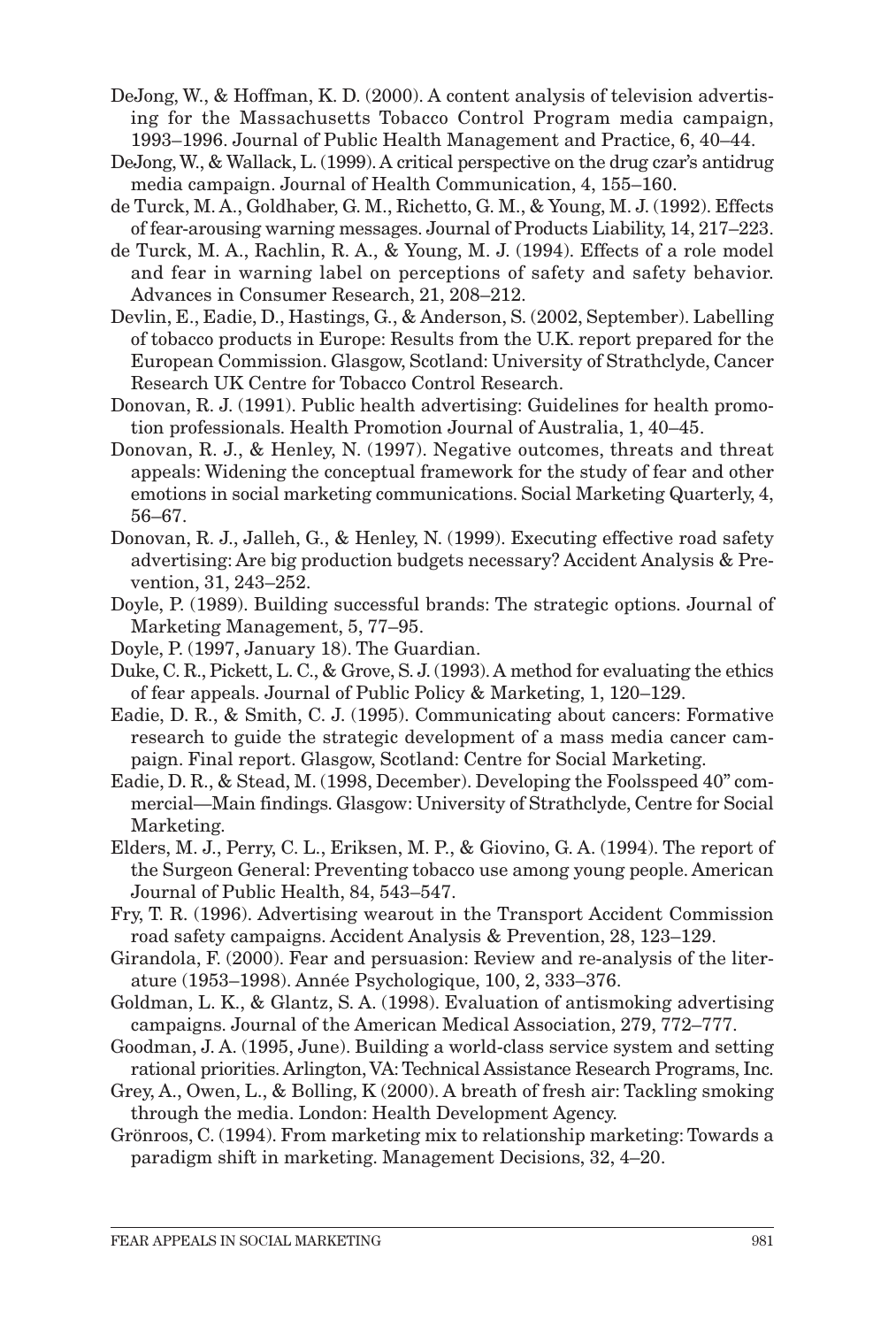DeJong, W., & Hoffman, K. D. (2000). A content analysis of television advertising for the Massachusetts Tobacco Control Program media campaign, 1993–1996. Journal of Public Health Management and Practice, 6, 40–44.

DeJong, W., & Wallack, L. (1999). A critical perspective on the drug czar's antidrug media campaign. Journal of Health Communication, 4, 155–160.

de Turck, M. A., Goldhaber, G. M., Richetto, G. M., & Young, M. J. (1992). Effects of fear-arousing warning messages. Journal of Products Liability, 14, 217–223.

de Turck, M. A., Rachlin, R. A., & Young, M. J. (1994). Effects of a role model and fear in warning label on perceptions of safety and safety behavior. Advances in Consumer Research, 21, 208–212.

Devlin, E., Eadie, D., Hastings, G., & Anderson, S. (2002, September). Labelling of tobacco products in Europe: Results from the U.K. report prepared for the European Commission. Glasgow, Scotland: University of Strathclyde, Cancer Research UK Centre for Tobacco Control Research.

Donovan, R. J. (1991). Public health advertising: Guidelines for health promotion professionals. Health Promotion Journal of Australia, 1, 40–45.

Donovan, R. J., & Henley, N. (1997). Negative outcomes, threats and threat appeals: Widening the conceptual framework for the study of fear and other emotions in social marketing communications. Social Marketing Quarterly, 4, 56–67.

Donovan, R. J., Jalleh, G., & Henley, N. (1999). Executing effective road safety advertising: Are big production budgets necessary? Accident Analysis & Prevention, 31, 243–252.

Doyle, P. (1989). Building successful brands: The strategic options. Journal of Marketing Management, 5, 77–95.

Doyle, P. (1997, January 18). The Guardian.

Duke, C. R., Pickett, L. C., & Grove, S. J. (1993). A method for evaluating the ethics of fear appeals. Journal of Public Policy & Marketing, 1, 120–129.

Eadie, D. R., & Smith, C. J. (1995). Communicating about cancers: Formative research to guide the strategic development of a mass media cancer campaign. Final report. Glasgow, Scotland: Centre for Social Marketing.

Eadie, D. R., & Stead, M. (1998, December). Developing the Foolsspeed 40" commercial—Main findings. Glasgow: University of Strathclyde, Centre for Social Marketing.

Elders, M. J., Perry, C. L., Eriksen, M. P., & Giovino, G. A. (1994). The report of the Surgeon General: Preventing tobacco use among young people. American Journal of Public Health, 84, 543–547.

Fry, T. R. (1996). Advertising wearout in the Transport Accident Commission road safety campaigns. Accident Analysis & Prevention, 28, 123–129.

Girandola, F. (2000). Fear and persuasion: Review and re-analysis of the literature (1953–1998). Année Psychologique, 100, 2, 333–376.

Goldman, L. K., & Glantz, S. A. (1998). Evaluation of antismoking advertising campaigns. Journal of the American Medical Association, 279, 772–777.

Goodman, J. A. (1995, June). Building a world-class service system and setting rational priorities. Arlington, VA: Technical Assistance Research Programs, Inc.

Grey, A., Owen, L., & Bolling, K (2000). A breath of fresh air: Tackling smoking through the media. London: Health Development Agency.

Grönroos, C. (1994). From marketing mix to relationship marketing: Towards a paradigm shift in marketing. Management Decisions, 32, 4–20.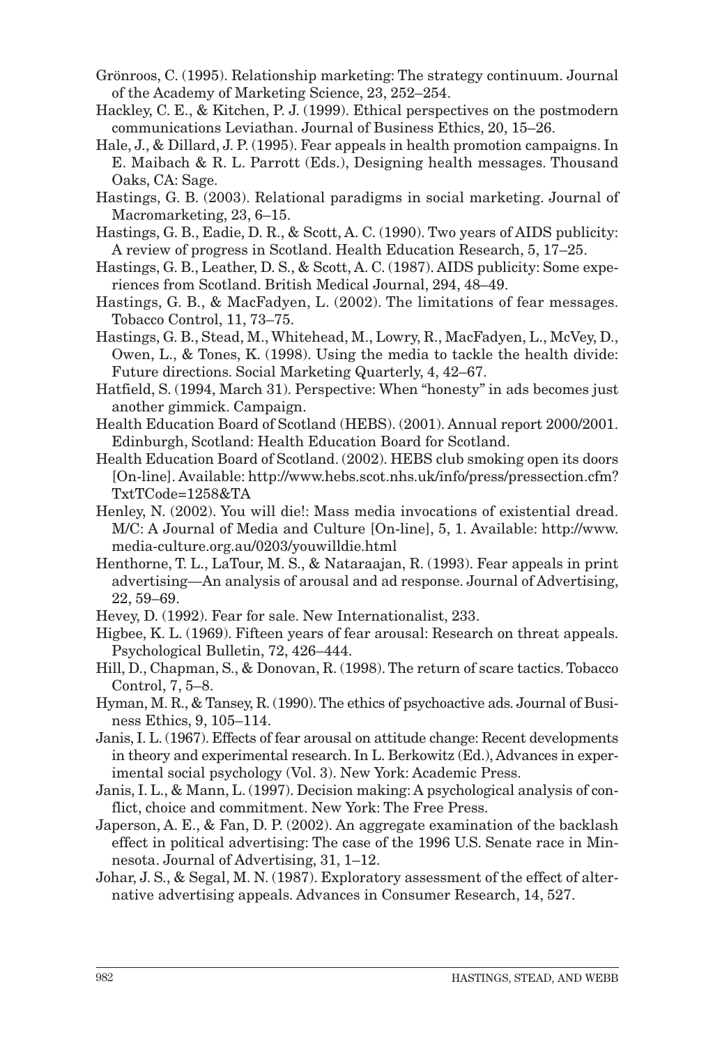Grönroos, C. (1995). Relationship marketing: The strategy continuum. Journal of the Academy of Marketing Science, 23, 252–254.

Hackley, C. E., & Kitchen, P. J. (1999). Ethical perspectives on the postmodern communications Leviathan. Journal of Business Ethics, 20, 15–26.

Hale, J., & Dillard, J. P. (1995). Fear appeals in health promotion campaigns. In E. Maibach & R. L. Parrott (Eds.), Designing health messages. Thousand Oaks, CA: Sage.

Hastings, G. B. (2003). Relational paradigms in social marketing. Journal of Macromarketing, 23, 6–15.

Hastings, G. B., Eadie, D. R., & Scott, A. C. (1990). Two years of AIDS publicity: A review of progress in Scotland. Health Education Research, 5, 17–25.

Hastings, G. B., Leather, D. S., & Scott, A. C. (1987). AIDS publicity: Some experiences from Scotland. British Medical Journal, 294, 48–49.

Hastings, G. B., & MacFadyen, L. (2002). The limitations of fear messages. Tobacco Control, 11, 73–75.

Hastings, G. B., Stead, M., Whitehead, M., Lowry, R., MacFadyen, L., McVey, D., Owen, L., & Tones, K. (1998). Using the media to tackle the health divide: Future directions. Social Marketing Quarterly, 4, 42–67.

Hatfield, S. (1994, March 31). Perspective: When "honesty" in ads becomes just another gimmick. Campaign.

Health Education Board of Scotland (HEBS). (2001). Annual report 2000/2001. Edinburgh, Scotland: Health Education Board for Scotland.

Health Education Board of Scotland. (2002). HEBS club smoking open its doors [On-line]. Available: http://www.hebs.scot.nhs.uk/info/press/pressection.cfm?TxtTCode=1258&TA

Henley, N. (2002). You will die!: Mass media invocations of existential dread. M/C: A Journal of Media and Culture [On-line], 5, 1. Available: http://www.media-culture.org.au/0203/youwilldie.html

Henthorne, T. L., LaTour, M. S., & Nataraajan, R. (1993). Fear appeals in print advertising—An analysis of arousal and ad response. Journal of Advertising, 22, 59–69.

Hevey, D. (1992). Fear for sale. New Internationalist, 233.

Higbee, K. L. (1969). Fifteen years of fear arousal: Research on threat appeals. Psychological Bulletin, 72, 426–444.

Hill, D., Chapman, S., & Donovan, R. (1998). The return of scare tactics. Tobacco Control, 7, 5–8.

Hyman, M. R., & Tansey, R. (1990). The ethics of psychoactive ads. Journal of Business Ethics, 9, 105–114.

Janis, I. L. (1967). Effects of fear arousal on attitude change: Recent developments in theory and experimental research. In L. Berkowitz (Ed.), Advances in experimental social psychology (Vol. 3). New York: Academic Press.

Janis, I. L., & Mann, L. (1997). Decision making: A psychological analysis of conflict, choice and commitment. New York: The Free Press.

Japerson, A. E., & Fan, D. P. (2002). An aggregate examination of the backlash effect in political advertising: The case of the 1996 U.S. Senate race in Minnesota. Journal of Advertising, 31, 1–12.

Johar, J. S., & Segal, M. N. (1987). Exploratory assessment of the effect of alternative advertising appeals. Advances in Consumer Research, 14, 527.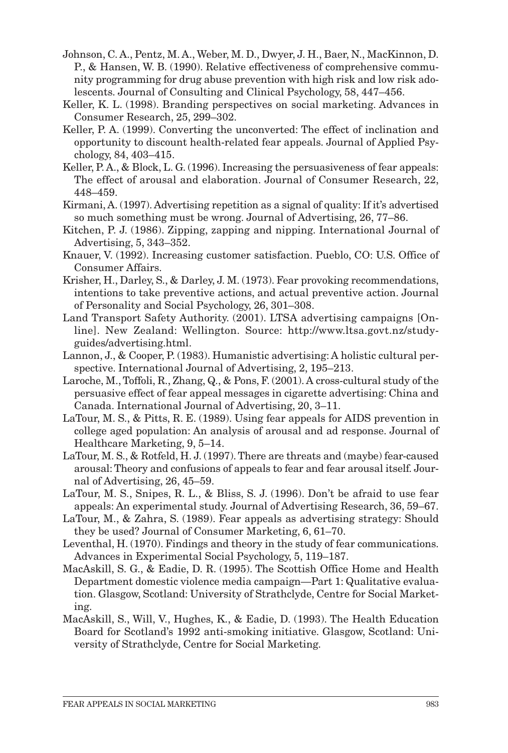Johnson, C. A., Pentz, M. A., Weber, M. D., Dwyer, J. H., Baer, N., MacKinnon, D. P., & Hansen, W. B. (1990). Relative effectiveness of comprehensive community programming for drug abuse prevention with high risk and low risk adolescents. Journal of Consulting and Clinical Psychology, 58, 447–456.

Keller, K. L. (1998). Branding perspectives on social marketing. Advances in Consumer Research, 25, 299–302.

Keller, P. A. (1999). Converting the unconverted: The effect of inclination and opportunity to discount health-related fear appeals. Journal of Applied Psychology, 84, 403–415.

Keller, P. A., & Block, L. G. (1996). Increasing the persuasiveness of fear appeals: The effect of arousal and elaboration. Journal of Consumer Research, 22, 448–459.

Kirmani, A. (1997). Advertising repetition as a signal of quality: If it's advertised so much something must be wrong. Journal of Advertising, 26, 77–86.

Kitchen, P. J. (1986). Zipping, zapping and nipping. International Journal of Advertising, 5, 343–352.

Knauer, V. (1992). Increasing customer satisfaction. Pueblo, CO: U.S. Office of Consumer Affairs.

Krisher, H., Darley, S., & Darley, J. M. (1973). Fear provoking recommendations, intentions to take preventive actions, and actual preventive action. Journal of Personality and Social Psychology, 26, 301–308.

Land Transport Safety Authority. (2001). LTSA advertising campaigns [Online]. New Zealand: Wellington. Source: http://www.ltsa.govt.nz/study-guides/advertising.html.

Lannon, J., & Cooper, P. (1983). Humanistic advertising: A holistic cultural perspective. International Journal of Advertising, 2, 195–213.

Laroche, M., Toffoli, R., Zhang, Q., & Pons, F. (2001). A cross-cultural study of the persuasive effect of fear appeal messages in cigarette advertising: China and Canada. International Journal of Advertising, 20, 3–11.

LaTour, M. S., & Pitts, R. E. (1989). Using fear appeals for AIDS prevention in college aged population: An analysis of arousal and ad response. Journal of Healthcare Marketing, 9, 5–14.

LaTour, M. S., & Rotfeld, H. J. (1997). There are threats and (maybe) fear-caused arousal: Theory and confusions of appeals to fear and fear arousal itself. Journal of Advertising, 26, 45–59.

LaTour, M. S., Snipes, R. L., & Bliss, S. J. (1996). Don't be afraid to use fear appeals: An experimental study. Journal of Advertising Research, 36, 59–67.

LaTour, M., & Zahra, S. (1989). Fear appeals as advertising strategy: Should they be used? Journal of Consumer Marketing, 6, 61–70.

Leventhal, H. (1970). Findings and theory in the study of fear communications. Advances in Experimental Social Psychology, 5, 119–187.

MacAskill, S. G., & Eadie, D. R. (1995). The Scottish Office Home and Health Department domestic violence media campaign—Part 1: Qualitative evaluation. Glasgow, Scotland: University of Strathclyde, Centre for Social Marketing.

MacAskill, S., Will, V., Hughes, K., & Eadie, D. (1993). The Health Education Board for Scotland's 1992 anti-smoking initiative. Glasgow, Scotland: University of Strathclyde, Centre for Social Marketing.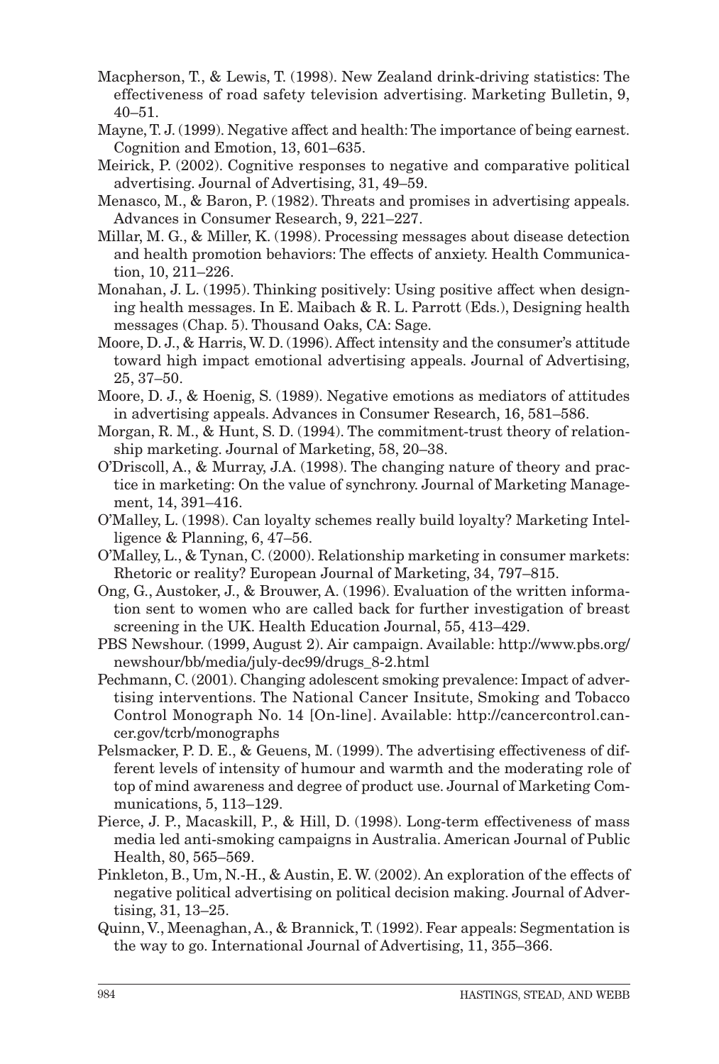Macpherson, T., & Lewis, T. (1998). New Zealand drink-driving statistics: The effectiveness of road safety television advertising. Marketing Bulletin, 9, 40–51.

Mayne, T. J. (1999). Negative affect and health: The importance of being earnest. Cognition and Emotion, 13, 601–635.

Meirick, P. (2002). Cognitive responses to negative and comparative political advertising. Journal of Advertising, 31, 49–59.

Menasco, M., & Baron, P. (1982). Threats and promises in advertising appeals. Advances in Consumer Research, 9, 221–227.

Millar, M. G., & Miller, K. (1998). Processing messages about disease detection and health promotion behaviors: The effects of anxiety. Health Communication, 10, 211–226.

Monahan, J. L. (1995). Thinking positively: Using positive affect when designing health messages. In E. Maibach & R. L. Parrott (Eds.), Designing health messages (Chap. 5). Thousand Oaks, CA: Sage.

Moore, D. J., & Harris, W. D. (1996). Affect intensity and the consumer's attitude toward high impact emotional advertising appeals. Journal of Advertising, 25, 37–50.

Moore, D. J., & Hoenig, S. (1989). Negative emotions as mediators of attitudes in advertising appeals. Advances in Consumer Research, 16, 581–586.

Morgan, R. M., & Hunt, S. D. (1994). The commitment-trust theory of relationship marketing. Journal of Marketing, 58, 20–38.

O'Driscoll, A., & Murray, J.A. (1998). The changing nature of theory and practice in marketing: On the value of synchrony. Journal of Marketing Management, 14, 391–416.

O'Malley, L. (1998). Can loyalty schemes really build loyalty? Marketing Intelligence & Planning, 6, 47–56.

O'Malley, L., & Tynan, C. (2000). Relationship marketing in consumer markets: Rhetoric or reality? European Journal of Marketing, 34, 797–815.

Ong, G., Austoker, J., & Brouwer, A. (1996). Evaluation of the written information sent to women who are called back for further investigation of breast screening in the UK. Health Education Journal, 55, 413–429.

PBS Newshour. (1999, August 2). Air campaign. Available: http://www.pbs.org/newshour/bb/media/july-dec99/drugs_8-2.html

Pechmann, C. (2001). Changing adolescent smoking prevalence: Impact of advertising interventions. The National Cancer Insitute, Smoking and Tobacco Control Monograph No. 14 [On-line]. Available: http://cancercontrol.cancer.gov/tcrb/monographs

Pelsmacker, P. D. E., & Geuens, M. (1999). The advertising effectiveness of different levels of intensity of humour and warmth and the moderating role of top of mind awareness and degree of product use. Journal of Marketing Communications, 5, 113–129.

Pierce, J. P., Macaskill, P., & Hill, D. (1998). Long-term effectiveness of mass media led anti-smoking campaigns in Australia. American Journal of Public Health, 80, 565–569.

Pinkleton, B., Um, N.-H., & Austin, E. W. (2002). An exploration of the effects of negative political advertising on political decision making. Journal of Advertising, 31, 13–25.

Quinn, V., Meenaghan, A., & Brannick, T. (1992). Fear appeals: Segmentation is the way to go. International Journal of Advertising, 11, 355–366.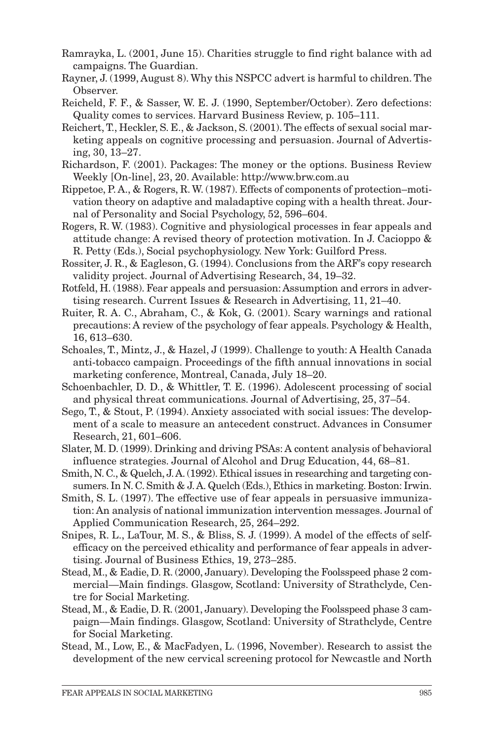Ramrayka, L. (2001, June 15). Charities struggle to find right balance with ad campaigns. The Guardian.

Rayner, J. (1999, August 8). Why this NSPCC advert is harmful to children. The Observer.

Reicheld, F. F., & Sasser, W. E. J. (1990, September/October). Zero defections: Quality comes to services. Harvard Business Review, p. 105–111.

Reichert, T., Heckler, S. E., & Jackson, S. (2001). The effects of sexual social marketing appeals on cognitive processing and persuasion. Journal of Advertising, 30, 13–27.

Richardson, F. (2001). Packages: The money or the options. Business Review Weekly [On-line], 23, 20. Available: http://www.brw.com.au

Rippetoe, P. A., & Rogers, R. W. (1987). Effects of components of protection–motivation theory on adaptive and maladaptive coping with a health threat. Journal of Personality and Social Psychology, 52, 596–604.

Rogers, R. W. (1983). Cognitive and physiological processes in fear appeals and attitude change: A revised theory of protection motivation. In J. Cacioppo & R. Petty (Eds.), Social psychophysiology. New York: Guilford Press.

Rossiter, J. R., & Eagleson, G. (1994). Conclusions from the ARF's copy research validity project. Journal of Advertising Research, 34, 19–32.

Rotfeld, H. (1988). Fear appeals and persuasion: Assumption and errors in advertising research. Current Issues & Research in Advertising, 11, 21–40.

Ruiter, R. A. C., Abraham, C., & Kok, G. (2001). Scary warnings and rational precautions: A review of the psychology of fear appeals. Psychology & Health, 16, 613–630.

Schoales, T., Mintz, J., & Hazel, J (1999). Challenge to youth: A Health Canada anti-tobacco campaign. Proceedings of the fifth annual innovations in social marketing conference, Montreal, Canada, July 18–20.

Schoenbachler, D. D., & Whittler, T. E. (1996). Adolescent processing of social and physical threat communications. Journal of Advertising, 25, 37–54.

Sego, T., & Stout, P. (1994). Anxiety associated with social issues: The development of a scale to measure an antecedent construct. Advances in Consumer Research, 21, 601–606.

Slater, M. D. (1999). Drinking and driving PSAs: A content analysis of behavioral influence strategies. Journal of Alcohol and Drug Education, 44, 68–81.

Smith, N. C., & Quelch, J. A. (1992). Ethical issues in researching and targeting consumers. In N. C. Smith & J. A. Quelch (Eds.), Ethics in marketing. Boston: Irwin.

Smith, S. L. (1997). The effective use of fear appeals in persuasive immunization: An analysis of national immunization intervention messages. Journal of Applied Communication Research, 25, 264–292.

Snipes, R. L., LaTour, M. S., & Bliss, S. J. (1999). A model of the effects of self-efficacy on the perceived ethicality and performance of fear appeals in advertising. Journal of Business Ethics, 19, 273–285.

Stead, M., & Eadie, D. R. (2000, January). Developing the Foolsspeed phase 2 commercial—Main findings. Glasgow, Scotland: University of Strathclyde, Centre for Social Marketing.

Stead, M., & Eadie, D. R. (2001, January). Developing the Foolsspeed phase 3 campaign—Main findings. Glasgow, Scotland: University of Strathclyde, Centre for Social Marketing.

Stead, M., Low, E., & MacFadyen, L. (1996, November). Research to assist the development of the new cervical screening protocol for Newcastle and North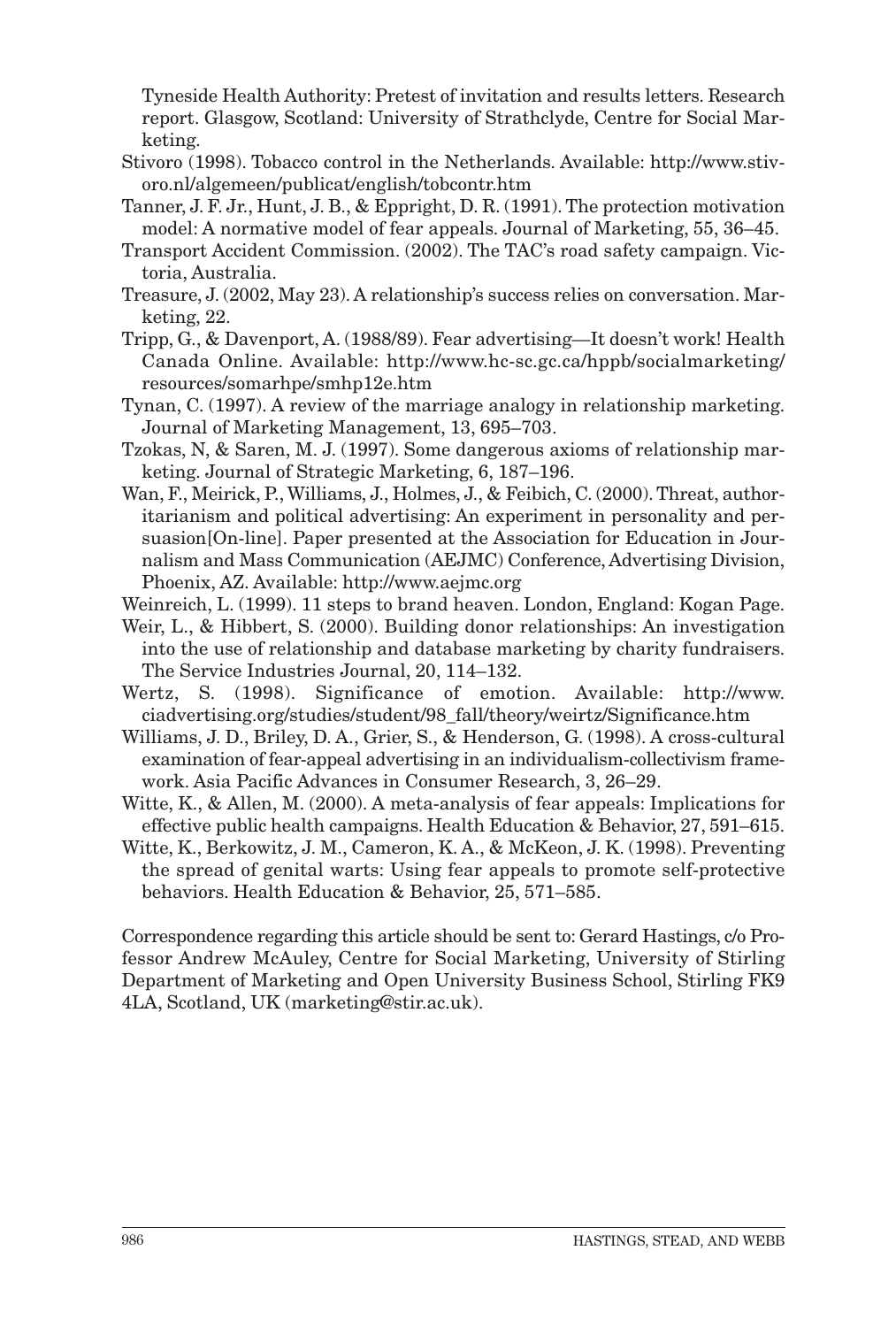Tyneside Health Authority: Pretest of invitation and results letters. Research report. Glasgow, Scotland: University of Strathclyde, Centre for Social Marketing.

Stivoro (1998). Tobacco control in the Netherlands. Available: http://www.stivoro.nl/algemeen/publicat/english/tobcontr.htm

Tanner, J. F. Jr., Hunt, J. B., & Eppright, D. R. (1991). The protection motivation model: A normative model of fear appeals. Journal of Marketing, 55, 36–45.

Transport Accident Commission. (2002). The TAC's road safety campaign. Victoria, Australia.

Treasure, J. (2002, May 23). A relationship's success relies on conversation. Marketing, 22.

Tripp, G., & Davenport, A. (1988/89). Fear advertising—It doesn't work! Health Canada Online. Available: http://www.hc-sc.gc.ca/hppb/socialmarketing/resources/somarhpe/smhp12e.htm

Tynan, C. (1997). A review of the marriage analogy in relationship marketing. Journal of Marketing Management, 13, 695–703.

Tzokas, N, & Saren, M. J. (1997). Some dangerous axioms of relationship marketing. Journal of Strategic Marketing, 6, 187–196.

Wan, F., Meirick, P., Williams, J., Holmes, J., & Feibich, C. (2000). Threat, authoritarianism and political advertising: An experiment in personality and persuasion[On-line]. Paper presented at the Association for Education in Journalism and Mass Communication (AEJMC) Conference, Advertising Division, Phoenix, AZ. Available: http://www.aejmc.org

Weinreich, L. (1999). 11 steps to brand heaven. London, England: Kogan Page.

Weir, L., & Hibbert, S. (2000). Building donor relationships: An investigation into the use of relationship and database marketing by charity fundraisers. The Service Industries Journal, 20, 114–132.

Wertz, S. (1998). Significance of emotion. Available: http://www.ciadvertising.org/studies/student/98_fall/theory/weirtz/Significance.htm

Williams, J. D., Briley, D. A., Grier, S., & Henderson, G. (1998). A cross-cultural examination of fear-appeal advertising in an individualism-collectivism framework. Asia Pacific Advances in Consumer Research, 3, 26–29.

Witte, K., & Allen, M. (2000). A meta-analysis of fear appeals: Implications for effective public health campaigns. Health Education & Behavior, 27, 591–615.

Witte, K., Berkowitz, J. M., Cameron, K. A., & McKeon, J. K. (1998). Preventing the spread of genital warts: Using fear appeals to promote self-protective behaviors. Health Education & Behavior, 25, 571–585.

Correspondence regarding this article should be sent to: Gerard Hastings, c/o Professor Andrew McAuley, Centre for Social Marketing, University of Stirling Department of Marketing and Open University Business School, Stirling FK9 4LA, Scotland, UK (marketing@stir.ac.uk).